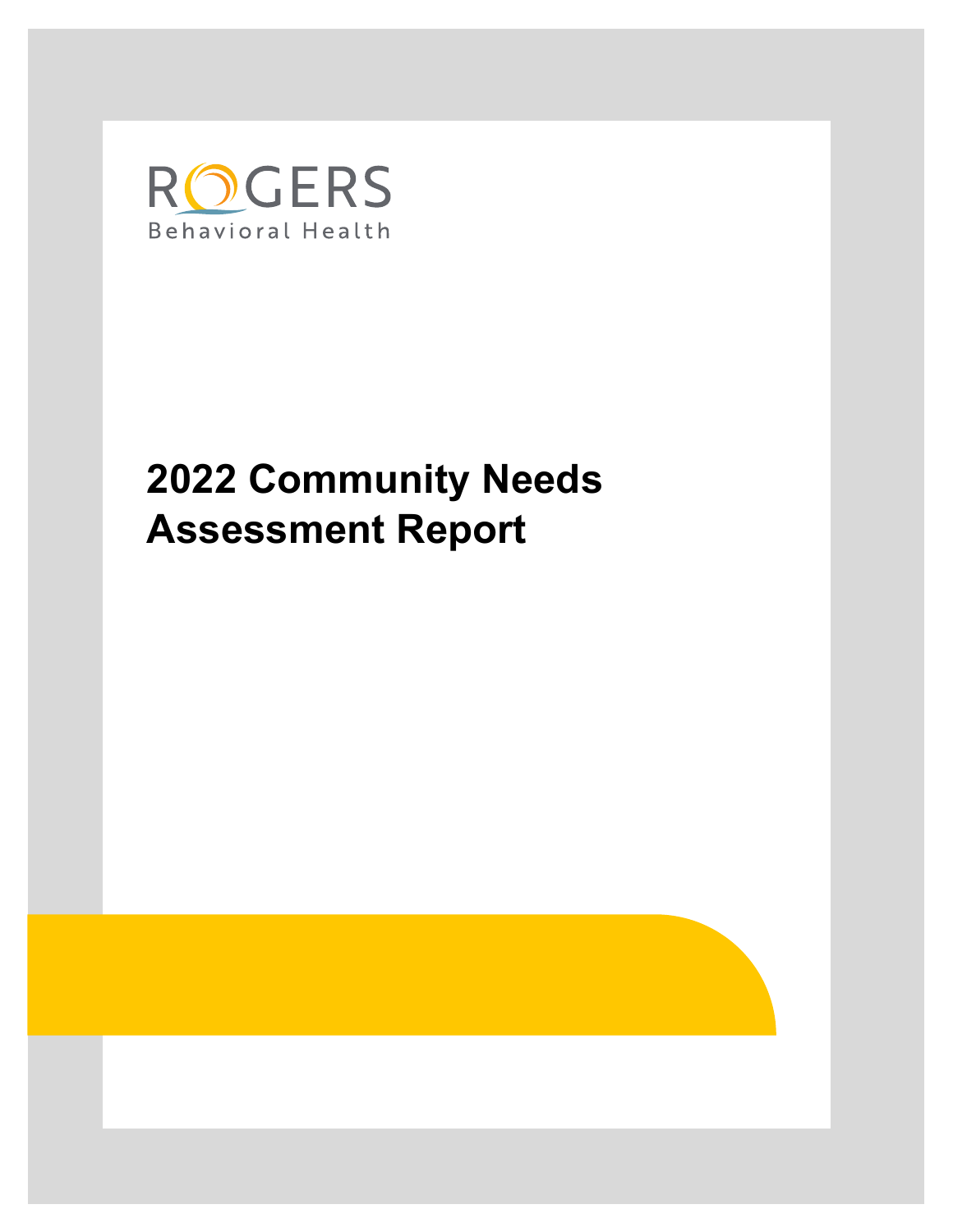ROGERS
Behavioral Health

# 2022 Community Needs Assessment Report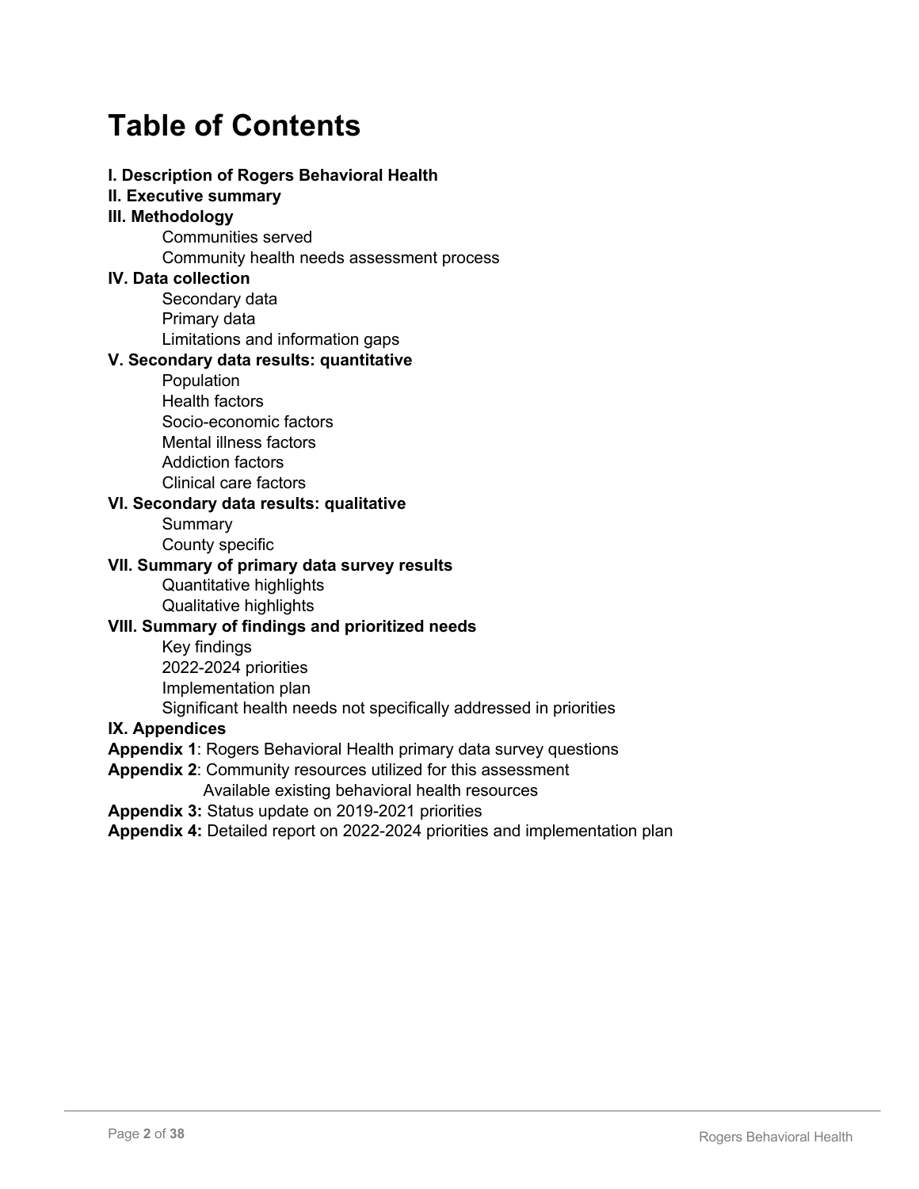# Table of Contents

**I. Description of Rogers Behavioral Health**

**II. Executive summary**

**III. Methodology**

- Communities served
- Community health needs assessment process

**IV. Data collection**

- Secondary data
- Primary data
- Limitations and information gaps

**V. Secondary data results: quantitative**

- Population
- Health factors
- Socio-economic factors
- Mental illness factors
- Addiction factors
- Clinical care factors

**VI. Secondary data results: qualitative**

- Summary
- County specific

**VII. Summary of primary data survey results**

- Quantitative highlights
- Qualitative highlights

**VIII. Summary of findings and prioritized needs**

- Key findings
- 2022-2024 priorities
- Implementation plan
- Significant health needs not specifically addressed in priorities

**IX. Appendices**

**Appendix 1**: Rogers Behavioral Health primary data survey questions

**Appendix 2**: Community resources utilized for this assessment
Available existing behavioral health resources

**Appendix 3:** Status update on 2019-2021 priorities

**Appendix 4:** Detailed report on 2022-2024 priorities and implementation plan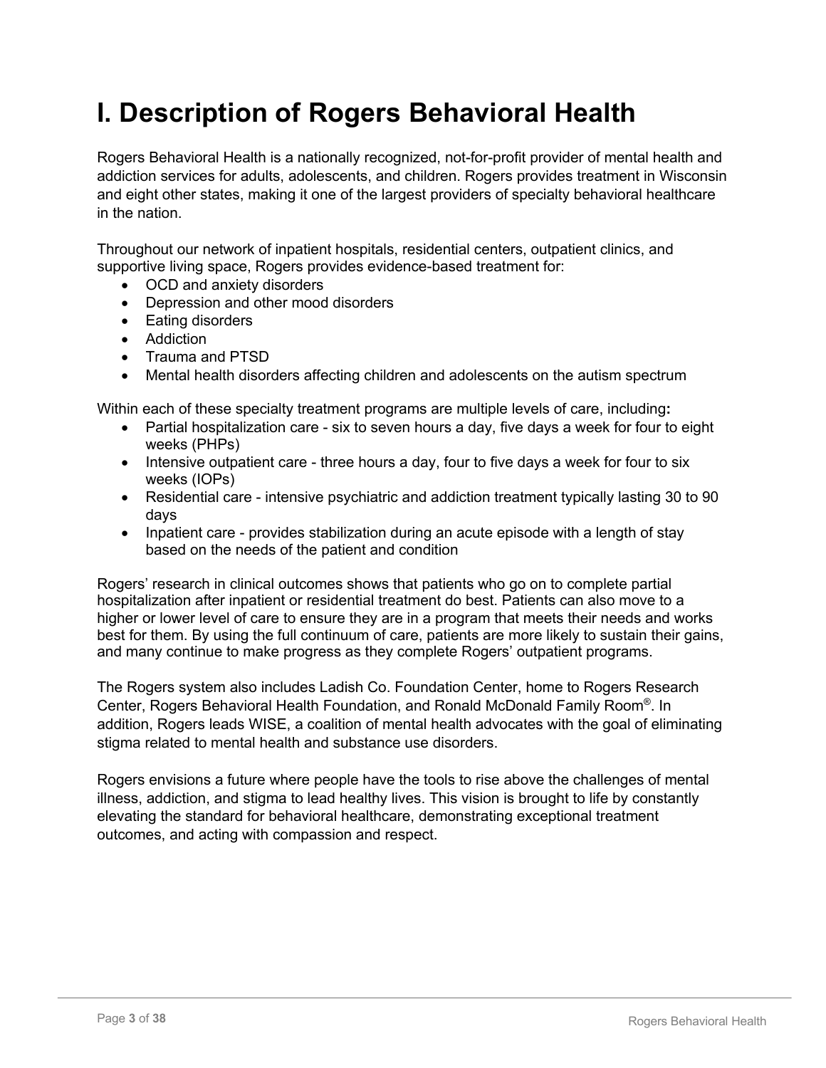# I. Description of Rogers Behavioral Health

Rogers Behavioral Health is a nationally recognized, not-for-profit provider of mental health and addiction services for adults, adolescents, and children. Rogers provides treatment in Wisconsin and eight other states, making it one of the largest providers of specialty behavioral healthcare in the nation.

Throughout our network of inpatient hospitals, residential centers, outpatient clinics, and supportive living space, Rogers provides evidence-based treatment for:

- OCD and anxiety disorders
- Depression and other mood disorders
- Eating disorders
- Addiction
- Trauma and PTSD
- Mental health disorders affecting children and adolescents on the autism spectrum

Within each of these specialty treatment programs are multiple levels of care, including**:**

- Partial hospitalization care - six to seven hours a day, five days a week for four to eight weeks (PHPs)
- Intensive outpatient care - three hours a day, four to five days a week for four to six weeks (IOPs)
- Residential care - intensive psychiatric and addiction treatment typically lasting 30 to 90 days
- Inpatient care - provides stabilization during an acute episode with a length of stay based on the needs of the patient and condition

Rogers' research in clinical outcomes shows that patients who go on to complete partial hospitalization after inpatient or residential treatment do best. Patients can also move to a higher or lower level of care to ensure they are in a program that meets their needs and works best for them. By using the full continuum of care, patients are more likely to sustain their gains, and many continue to make progress as they complete Rogers' outpatient programs.

The Rogers system also includes Ladish Co. Foundation Center, home to Rogers Research Center, Rogers Behavioral Health Foundation, and Ronald McDonald Family Room®. In addition, Rogers leads WISE, a coalition of mental health advocates with the goal of eliminating stigma related to mental health and substance use disorders.

Rogers envisions a future where people have the tools to rise above the challenges of mental illness, addiction, and stigma to lead healthy lives. This vision is brought to life by constantly elevating the standard for behavioral healthcare, demonstrating exceptional treatment outcomes, and acting with compassion and respect.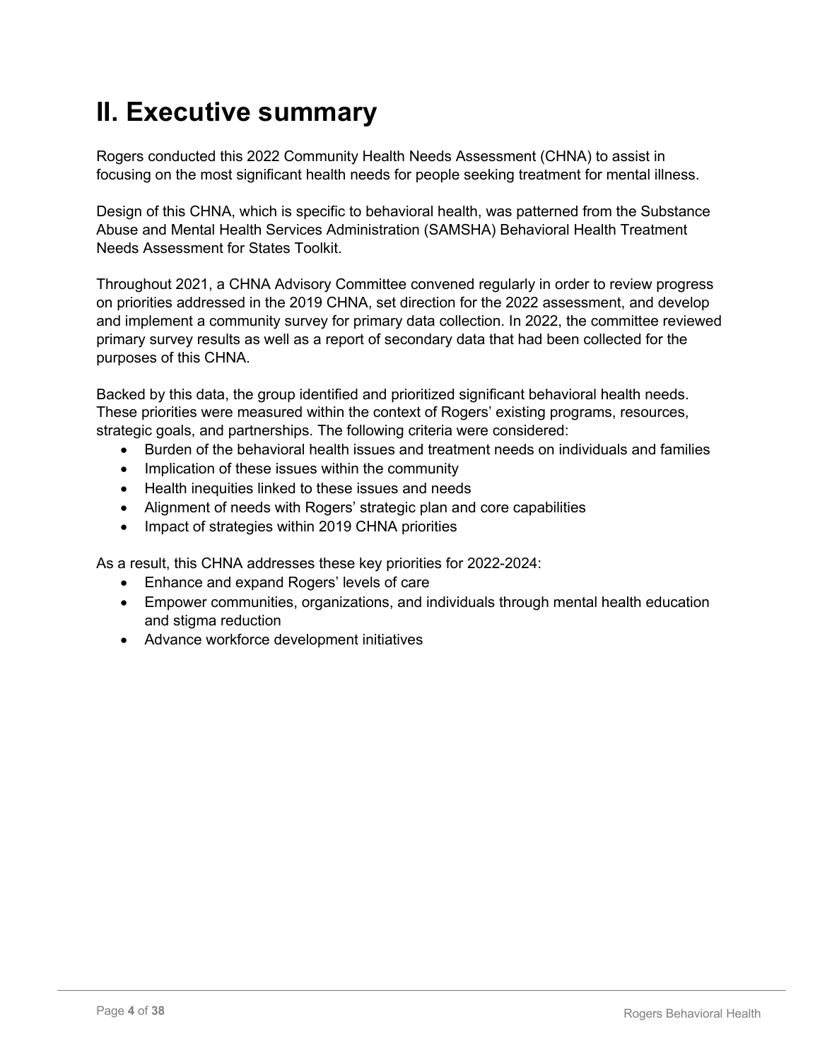# II. Executive summary

Rogers conducted this 2022 Community Health Needs Assessment (CHNA) to assist in focusing on the most significant health needs for people seeking treatment for mental illness.

Design of this CHNA, which is specific to behavioral health, was patterned from the Substance Abuse and Mental Health Services Administration (SAMSHA) Behavioral Health Treatment Needs Assessment for States Toolkit.

Throughout 2021, a CHNA Advisory Committee convened regularly in order to review progress on priorities addressed in the 2019 CHNA, set direction for the 2022 assessment, and develop and implement a community survey for primary data collection. In 2022, the committee reviewed primary survey results as well as a report of secondary data that had been collected for the purposes of this CHNA.

Backed by this data, the group identified and prioritized significant behavioral health needs. These priorities were measured within the context of Rogers' existing programs, resources, strategic goals, and partnerships. The following criteria were considered:

- Burden of the behavioral health issues and treatment needs on individuals and families
- Implication of these issues within the community
- Health inequities linked to these issues and needs
- Alignment of needs with Rogers' strategic plan and core capabilities
- Impact of strategies within 2019 CHNA priorities

As a result, this CHNA addresses these key priorities for 2022-2024:

- Enhance and expand Rogers' levels of care
- Empower communities, organizations, and individuals through mental health education and stigma reduction
- Advance workforce development initiatives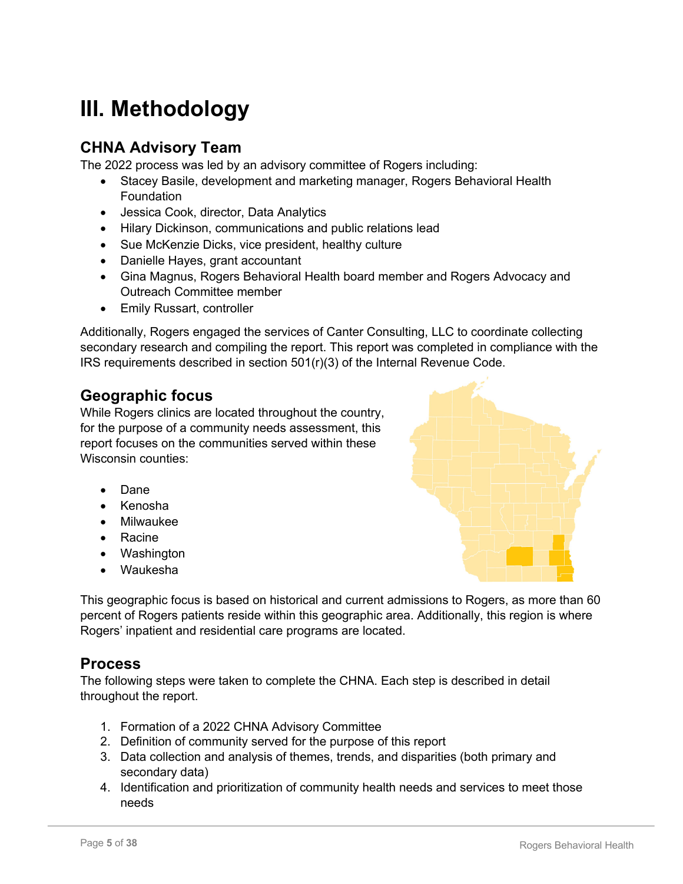# III. Methodology

## CHNA Advisory Team

The 2022 process was led by an advisory committee of Rogers including:

- Stacey Basile, development and marketing manager, Rogers Behavioral Health Foundation
- Jessica Cook, director, Data Analytics
- Hilary Dickinson, communications and public relations lead
- Sue McKenzie Dicks, vice president, healthy culture
- Danielle Hayes, grant accountant
- Gina Magnus, Rogers Behavioral Health board member and Rogers Advocacy and Outreach Committee member
- Emily Russart, controller

Additionally, Rogers engaged the services of Canter Consulting, LLC to coordinate collecting secondary research and compiling the report. This report was completed in compliance with the IRS requirements described in section 501(r)(3) of the Internal Revenue Code.

## Geographic focus

While Rogers clinics are located throughout the country, for the purpose of a community needs assessment, this report focuses on the communities served within these Wisconsin counties:

- Dane
- Kenosha
- Milwaukee
- Racine
- Washington
- Waukesha

This geographic focus is based on historical and current admissions to Rogers, as more than 60 percent of Rogers patients reside within this geographic area. Additionally, this region is where Rogers' inpatient and residential care programs are located.

## Process

The following steps were taken to complete the CHNA. Each step is described in detail throughout the report.

1. Formation of a 2022 CHNA Advisory Committee
2. Definition of community served for the purpose of this report
3. Data collection and analysis of themes, trends, and disparities (both primary and secondary data)
4. Identification and prioritization of community health needs and services to meet those needs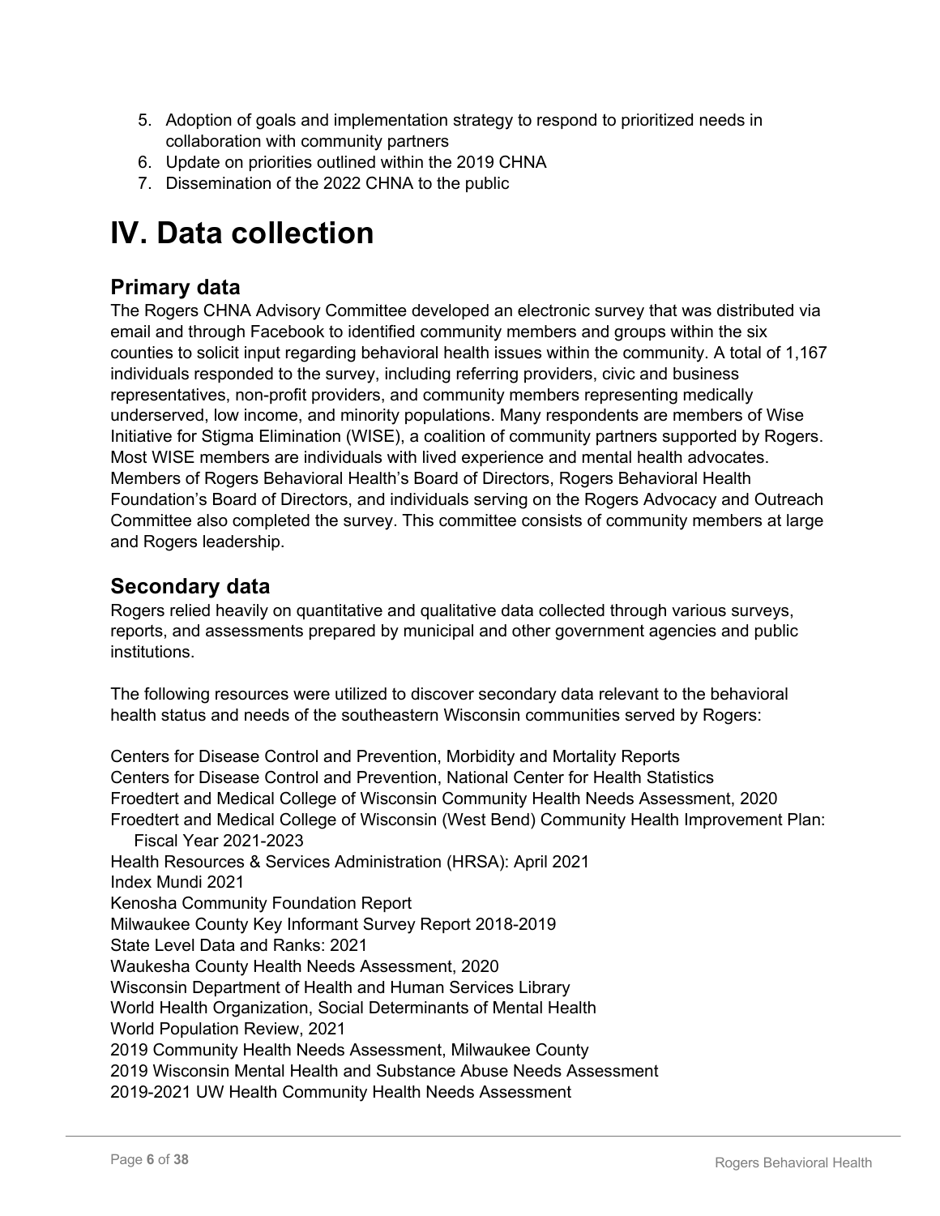5. Adoption of goals and implementation strategy to respond to prioritized needs in collaboration with community partners
6. Update on priorities outlined within the 2019 CHNA
7. Dissemination of the 2022 CHNA to the public

# IV. Data collection

## Primary data

The Rogers CHNA Advisory Committee developed an electronic survey that was distributed via email and through Facebook to identified community members and groups within the six counties to solicit input regarding behavioral health issues within the community. A total of 1,167 individuals responded to the survey, including referring providers, civic and business representatives, non-profit providers, and community members representing medically underserved, low income, and minority populations. Many respondents are members of Wise Initiative for Stigma Elimination (WISE), a coalition of community partners supported by Rogers. Most WISE members are individuals with lived experience and mental health advocates. Members of Rogers Behavioral Health's Board of Directors, Rogers Behavioral Health Foundation's Board of Directors, and individuals serving on the Rogers Advocacy and Outreach Committee also completed the survey. This committee consists of community members at large and Rogers leadership.

## Secondary data

Rogers relied heavily on quantitative and qualitative data collected through various surveys, reports, and assessments prepared by municipal and other government agencies and public institutions.

The following resources were utilized to discover secondary data relevant to the behavioral health status and needs of the southeastern Wisconsin communities served by Rogers:

Centers for Disease Control and Prevention, Morbidity and Mortality Reports
Centers for Disease Control and Prevention, National Center for Health Statistics
Froedtert and Medical College of Wisconsin Community Health Needs Assessment, 2020
Froedtert and Medical College of Wisconsin (West Bend) Community Health Improvement Plan: Fiscal Year 2021-2023
Health Resources & Services Administration (HRSA): April 2021
Index Mundi 2021
Kenosha Community Foundation Report
Milwaukee County Key Informant Survey Report 2018-2019
State Level Data and Ranks: 2021
Waukesha County Health Needs Assessment, 2020
Wisconsin Department of Health and Human Services Library
World Health Organization, Social Determinants of Mental Health
World Population Review, 2021
2019 Community Health Needs Assessment, Milwaukee County
2019 Wisconsin Mental Health and Substance Abuse Needs Assessment
2019-2021 UW Health Community Health Needs Assessment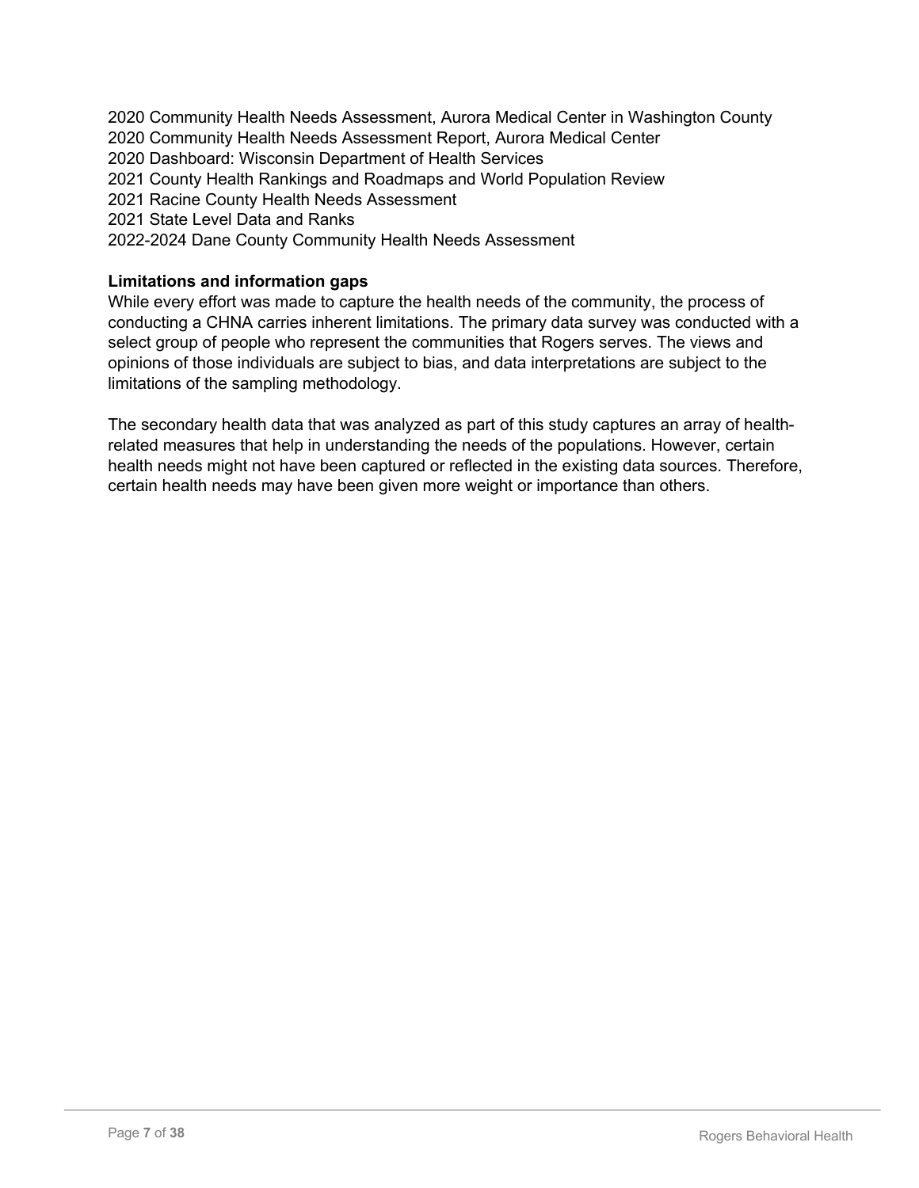2020 Community Health Needs Assessment, Aurora Medical Center in Washington County
2020 Community Health Needs Assessment Report, Aurora Medical Center
2020 Dashboard: Wisconsin Department of Health Services
2021 County Health Rankings and Roadmaps and World Population Review
2021 Racine County Health Needs Assessment
2021 State Level Data and Ranks
2022-2024 Dane County Community Health Needs Assessment

**Limitations and information gaps**

While every effort was made to capture the health needs of the community, the process of conducting a CHNA carries inherent limitations. The primary data survey was conducted with a select group of people who represent the communities that Rogers serves. The views and opinions of those individuals are subject to bias, and data interpretations are subject to the limitations of the sampling methodology.

The secondary health data that was analyzed as part of this study captures an array of health-related measures that help in understanding the needs of the populations. However, certain health needs might not have been captured or reflected in the existing data sources. Therefore, certain health needs may have been given more weight or importance than others.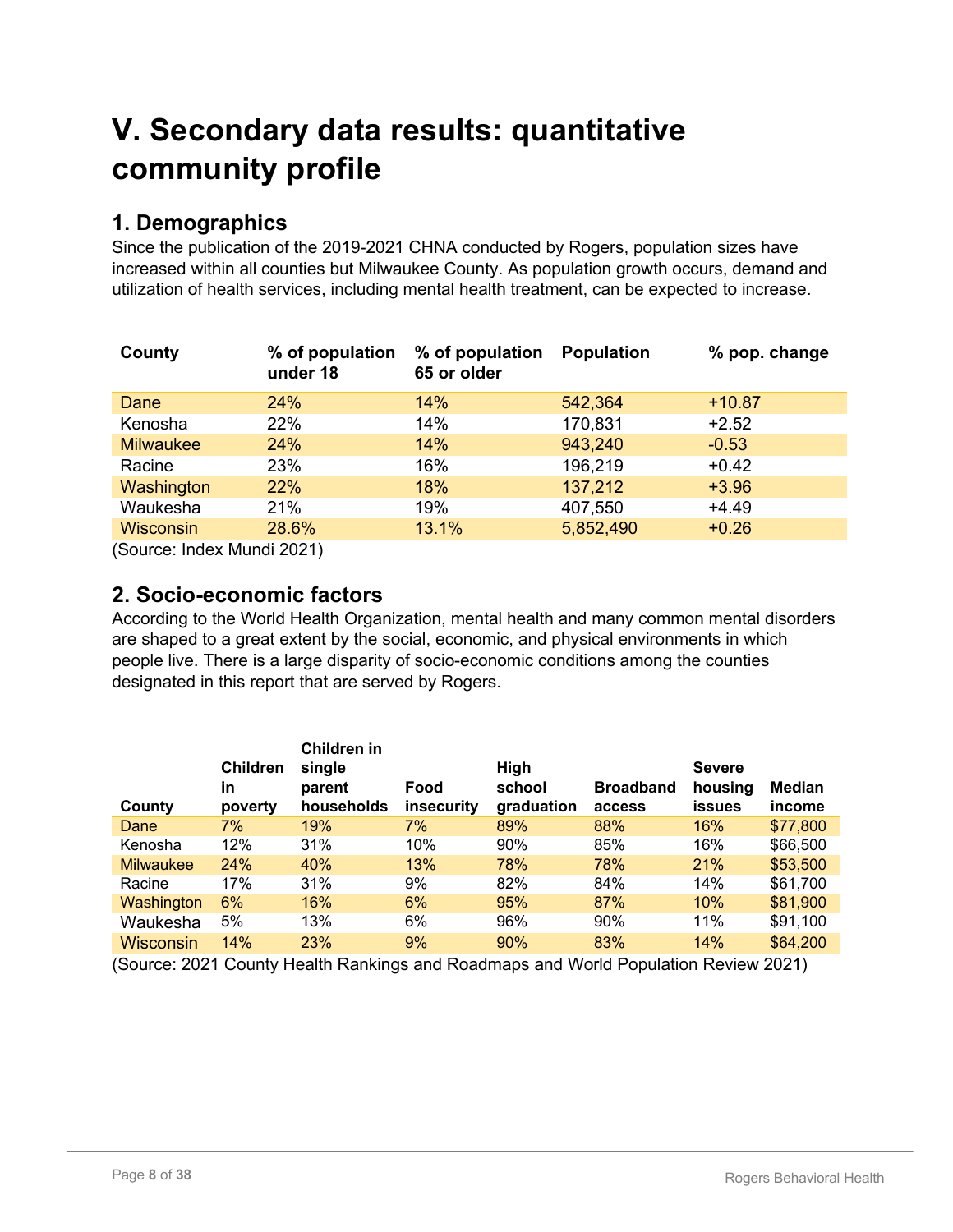# V. Secondary data results: quantitative community profile

## 1. Demographics

Since the publication of the 2019-2021 CHNA conducted by Rogers, population sizes have increased within all counties but Milwaukee County. As population growth occurs, demand and utilization of health services, including mental health treatment, can be expected to increase.

| County | % of population under 18 | % of population 65 or older | Population | % pop. change |
|---|---|---|---|---|
| Dane | 24% | 14% | 542,364 | +10.87 |
| Kenosha | 22% | 14% | 170,831 | +2.52 |
| Milwaukee | 24% | 14% | 943,240 | -0.53 |
| Racine | 23% | 16% | 196,219 | +0.42 |
| Washington | 22% | 18% | 137,212 | +3.96 |
| Waukesha | 21% | 19% | 407,550 | +4.49 |
| Wisconsin | 28.6% | 13.1% | 5,852,490 | +0.26 |

(Source: Index Mundi 2021)

## 2. Socio-economic factors

According to the World Health Organization, mental health and many common mental disorders are shaped to a great extent by the social, economic, and physical environments in which people live. There is a large disparity of socio-economic conditions among the counties designated in this report that are served by Rogers.

| County | Children in poverty | Children in single parent households | Food insecurity | High school graduation | Broadband access | Severe housing issues | Median income |
|---|---|---|---|---|---|---|---|
| Dane | 7% | 19% | 7% | 89% | 88% | 16% | $77,800 |
| Kenosha | 12% | 31% | 10% | 90% | 85% | 16% | $66,500 |
| Milwaukee | 24% | 40% | 13% | 78% | 78% | 21% | $53,500 |
| Racine | 17% | 31% | 9% | 82% | 84% | 14% | $61,700 |
| Washington | 6% | 16% | 6% | 95% | 87% | 10% | $81,900 |
| Waukesha | 5% | 13% | 6% | 96% | 90% | 11% | $91,100 |
| Wisconsin | 14% | 23% | 9% | 90% | 83% | 14% | $64,200 |

(Source: 2021 County Health Rankings and Roadmaps and World Population Review 2021)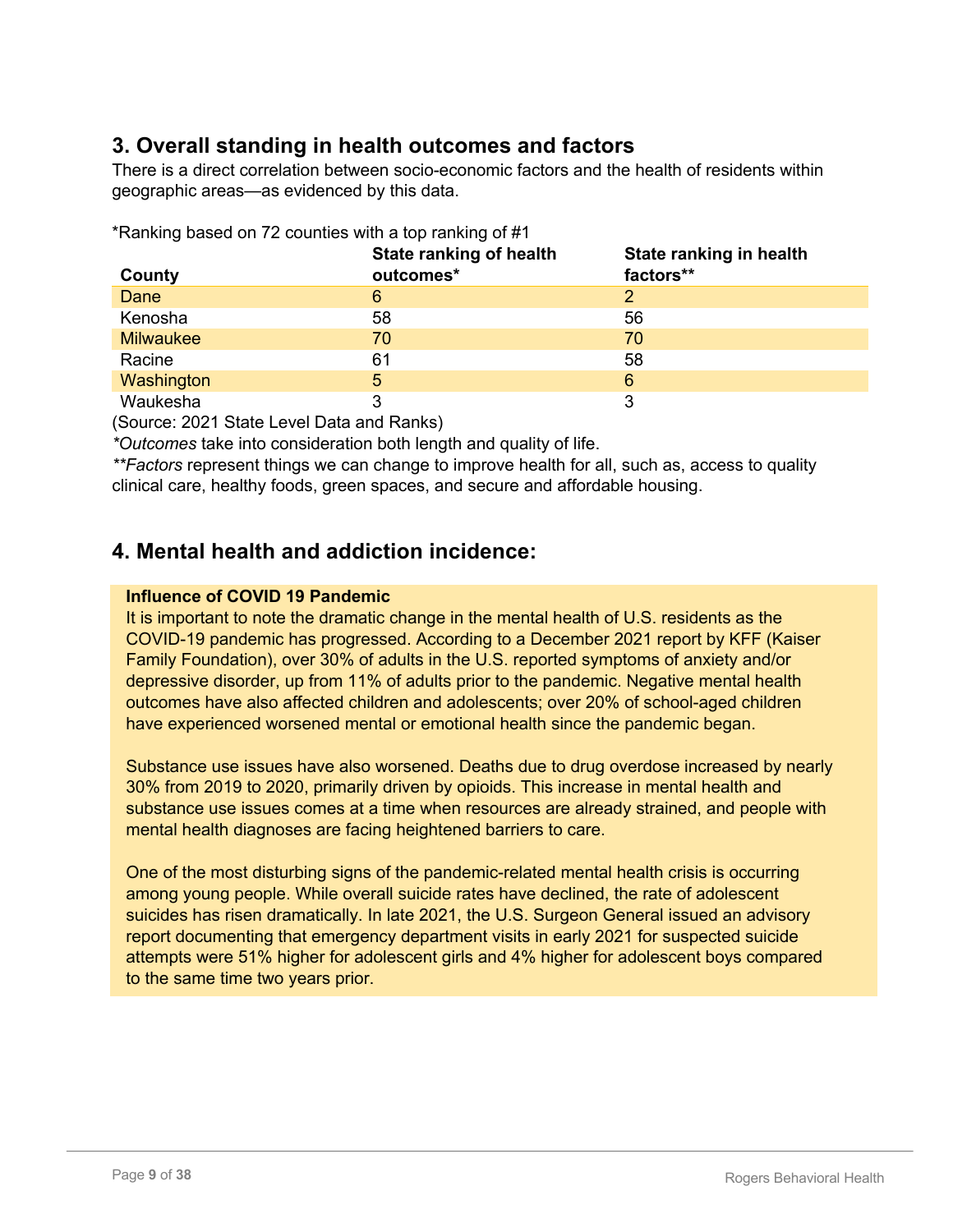## 3. Overall standing in health outcomes and factors

There is a direct correlation between socio-economic factors and the health of residents within geographic areas—as evidenced by this data.

*Ranking based on 72 counties with a top ranking of #1

| County | State ranking of health outcomes* | State ranking in health factors** |
|---|---|---|
| Dane | 6 | 2 |
| Kenosha | 58 | 56 |
| Milwaukee | 70 | 70 |
| Racine | 61 | 58 |
| Washington | 5 | 6 |
| Waukesha | 3 | 3 |

(Source: 2021 State Level Data and Ranks)

**Outcomes* take into consideration both length and quality of life.

***Factors* represent things we can change to improve health for all, such as, access to quality clinical care, healthy foods, green spaces, and secure and affordable housing.

## 4. Mental health and addiction incidence:

**Influence of COVID 19 Pandemic**

It is important to note the dramatic change in the mental health of U.S. residents as the COVID-19 pandemic has progressed. According to a December 2021 report by KFF (Kaiser Family Foundation), over 30% of adults in the U.S. reported symptoms of anxiety and/or depressive disorder, up from 11% of adults prior to the pandemic. Negative mental health outcomes have also affected children and adolescents; over 20% of school-aged children have experienced worsened mental or emotional health since the pandemic began.

Substance use issues have also worsened. Deaths due to drug overdose increased by nearly 30% from 2019 to 2020, primarily driven by opioids. This increase in mental health and substance use issues comes at a time when resources are already strained, and people with mental health diagnoses are facing heightened barriers to care.

One of the most disturbing signs of the pandemic-related mental health crisis is occurring among young people. While overall suicide rates have declined, the rate of adolescent suicides has risen dramatically. In late 2021, the U.S. Surgeon General issued an advisory report documenting that emergency department visits in early 2021 for suspected suicide attempts were 51% higher for adolescent girls and 4% higher for adolescent boys compared to the same time two years prior.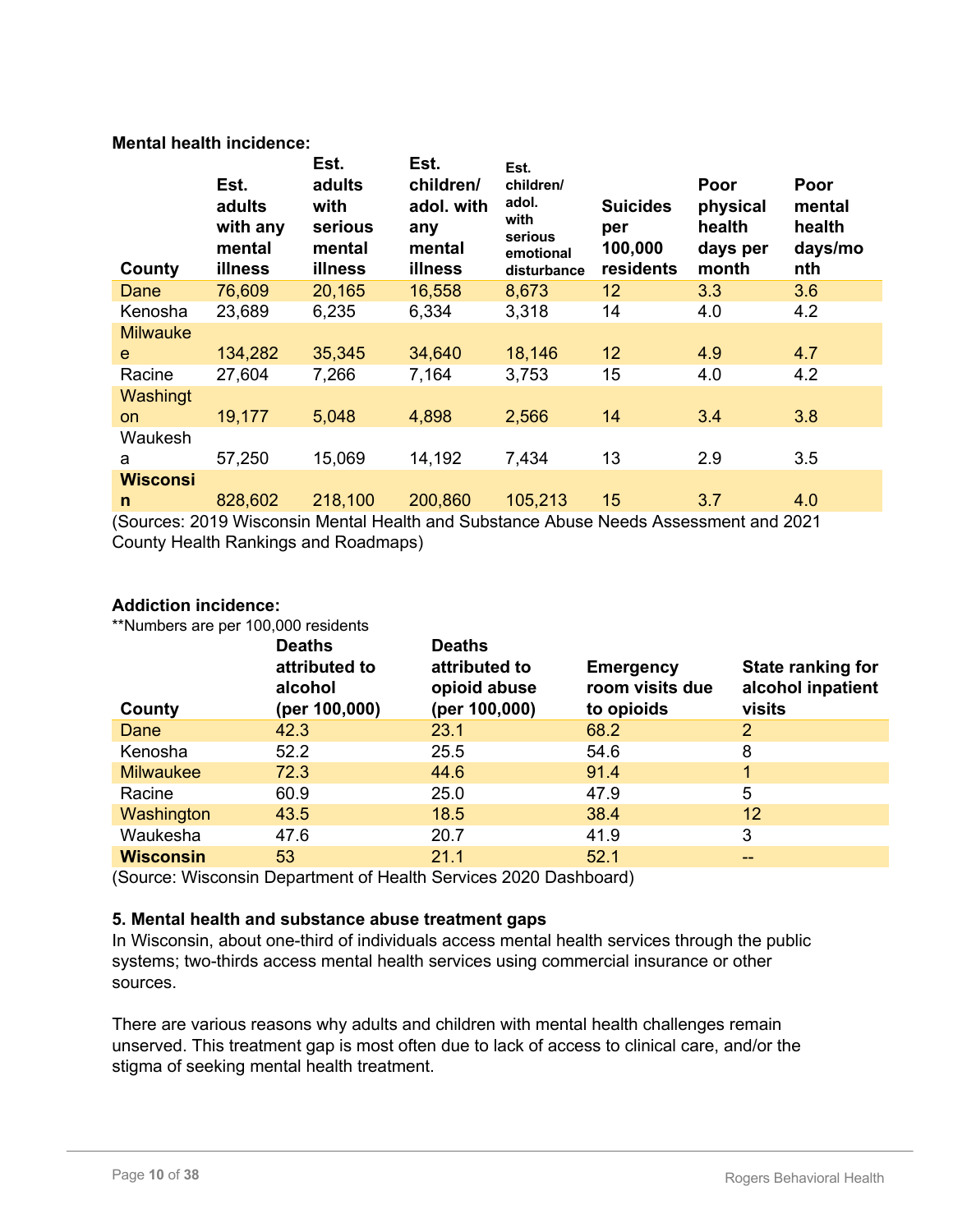**Mental health incidence:**

| County | Est. adults with any mental illness | Est. adults with serious mental illness | Est. children/ adol. with any mental illness | Est. children/ adol. with serious emotional disturbance | Suicides per 100,000 residents | Poor physical health days per month | Poor mental health days/month |
|---|---|---|---|---|---|---|---|
| Dane | 76,609 | 20,165 | 16,558 | 8,673 | 12 | 3.3 | 3.6 |
| Kenosha | 23,689 | 6,235 | 6,334 | 3,318 | 14 | 4.0 | 4.2 |
| Milwaukee | 134,282 | 35,345 | 34,640 | 18,146 | 12 | 4.9 | 4.7 |
| Racine | 27,604 | 7,266 | 7,164 | 3,753 | 15 | 4.0 | 4.2 |
| Washington | 19,177 | 5,048 | 4,898 | 2,566 | 14 | 3.4 | 3.8 |
| Waukesha | 57,250 | 15,069 | 14,192 | 7,434 | 13 | 2.9 | 3.5 |
| **Wisconsin** | 828,602 | 218,100 | 200,860 | 105,213 | 15 | 3.7 | 4.0 |

(Sources: 2019 Wisconsin Mental Health and Substance Abuse Needs Assessment and 2021 County Health Rankings and Roadmaps)

**Addiction incidence:**

**Numbers are per 100,000 residents

| County | Deaths attributed to alcohol (per 100,000) | Deaths attributed to opioid abuse (per 100,000) | Emergency room visits due to opioids | State ranking for alcohol inpatient visits |
|---|---|---|---|---|
| Dane | 42.3 | 23.1 | 68.2 | 2 |
| Kenosha | 52.2 | 25.5 | 54.6 | 8 |
| Milwaukee | 72.3 | 44.6 | 91.4 | 1 |
| Racine | 60.9 | 25.0 | 47.9 | 5 |
| Washington | 43.5 | 18.5 | 38.4 | 12 |
| Waukesha | 47.6 | 20.7 | 41.9 | 3 |
| **Wisconsin** | 53 | 21.1 | 52.1 | -- |

(Source: Wisconsin Department of Health Services 2020 Dashboard)

**5. Mental health and substance abuse treatment gaps**

In Wisconsin, about one-third of individuals access mental health services through the public systems; two-thirds access mental health services using commercial insurance or other sources.

There are various reasons why adults and children with mental health challenges remain unserved. This treatment gap is most often due to lack of access to clinical care, and/or the stigma of seeking mental health treatment.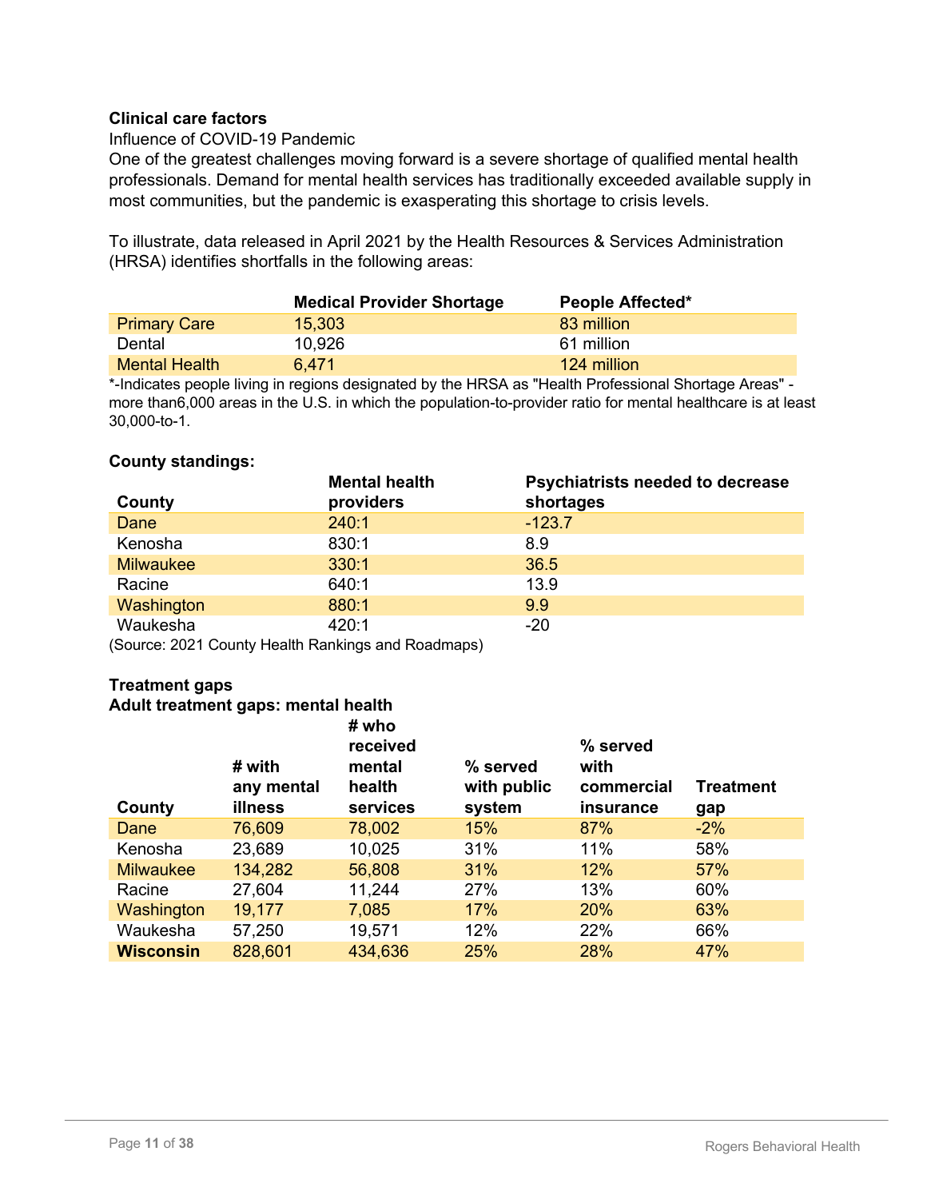**Clinical care factors**

Influence of COVID-19 Pandemic

One of the greatest challenges moving forward is a severe shortage of qualified mental health professionals. Demand for mental health services has traditionally exceeded available supply in most communities, but the pandemic is exasperating this shortage to crisis levels.

To illustrate, data released in April 2021 by the Health Resources & Services Administration (HRSA) identifies shortfalls in the following areas:

| | **Medical Provider Shortage** | **People Affected*** |
|---|---|---|
| Primary Care | 15,303 | 83 million |
| Dental | 10,926 | 61 million |
| Mental Health | 6,471 | 124 million |

*-Indicates people living in regions designated by the HRSA as "Health Professional Shortage Areas" - more than6,000 areas in the U.S. in which the population-to-provider ratio for mental healthcare is at least 30,000-to-1.

**County standings:**

| **County** | **Mental health providers** | **Psychiatrists needed to decrease shortages** |
|---|---|---|
| Dane | 240:1 | -123.7 |
| Kenosha | 830:1 | 8.9 |
| Milwaukee | 330:1 | 36.5 |
| Racine | 640:1 | 13.9 |
| Washington | 880:1 | 9.9 |
| Waukesha | 420:1 | -20 |

(Source: 2021 County Health Rankings and Roadmaps)

**Treatment gaps**

**Adult treatment gaps: mental health**

| **County** | **# with any mental illness** | **# who received mental health services** | **% served with public system** | **% served with commercial insurance** | **Treatment gap** |
|---|---|---|---|---|---|
| Dane | 76,609 | 78,002 | 15% | 87% | -2% |
| Kenosha | 23,689 | 10,025 | 31% | 11% | 58% |
| Milwaukee | 134,282 | 56,808 | 31% | 12% | 57% |
| Racine | 27,604 | 11,244 | 27% | 13% | 60% |
| Washington | 19,177 | 7,085 | 17% | 20% | 63% |
| Waukesha | 57,250 | 19,571 | 12% | 22% | 66% |
| **Wisconsin** | 828,601 | 434,636 | 25% | 28% | 47% |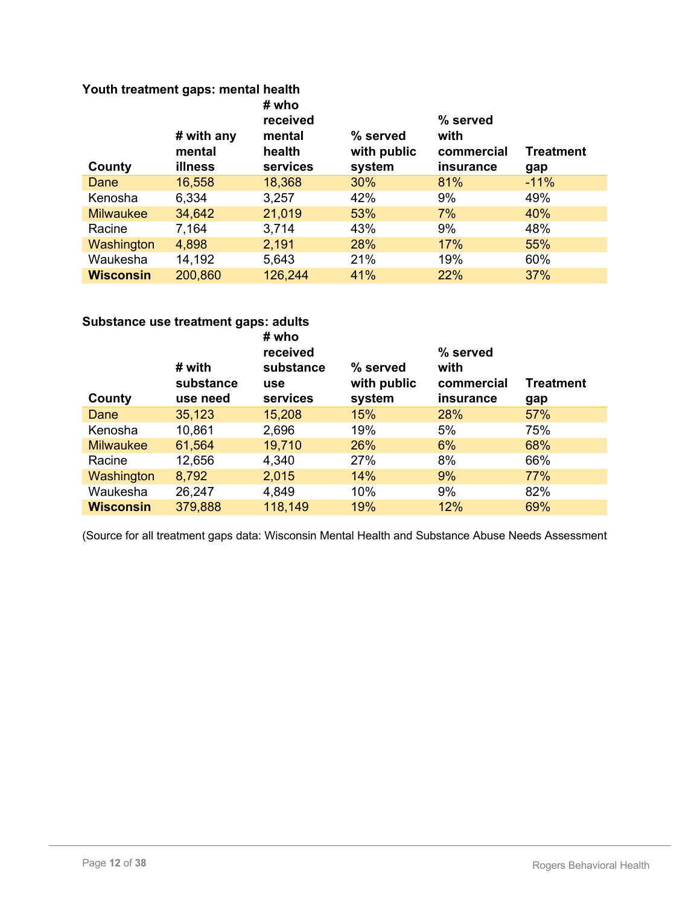**Youth treatment gaps: mental health**

| County | # with any mental illness | # who received mental health services | % served with public system | % served with commercial insurance | Treatment gap |
|---|---|---|---|---|---|
| Dane | 16,558 | 18,368 | 30% | 81% | -11% |
| Kenosha | 6,334 | 3,257 | 42% | 9% | 49% |
| Milwaukee | 34,642 | 21,019 | 53% | 7% | 40% |
| Racine | 7,164 | 3,714 | 43% | 9% | 48% |
| Washington | 4,898 | 2,191 | 28% | 17% | 55% |
| Waukesha | 14,192 | 5,643 | 21% | 19% | 60% |
| **Wisconsin** | 200,860 | 126,244 | 41% | 22% | 37% |

**Substance use treatment gaps: adults**

| County | # with substance use need | # who received substance use services | % served with public system | % served with commercial insurance | Treatment gap |
|---|---|---|---|---|---|
| Dane | 35,123 | 15,208 | 15% | 28% | 57% |
| Kenosha | 10,861 | 2,696 | 19% | 5% | 75% |
| Milwaukee | 61,564 | 19,710 | 26% | 6% | 68% |
| Racine | 12,656 | 4,340 | 27% | 8% | 66% |
| Washington | 8,792 | 2,015 | 14% | 9% | 77% |
| Waukesha | 26,247 | 4,849 | 10% | 9% | 82% |
| **Wisconsin** | 379,888 | 118,149 | 19% | 12% | 69% |

(Source for all treatment gaps data: Wisconsin Mental Health and Substance Abuse Needs Assessment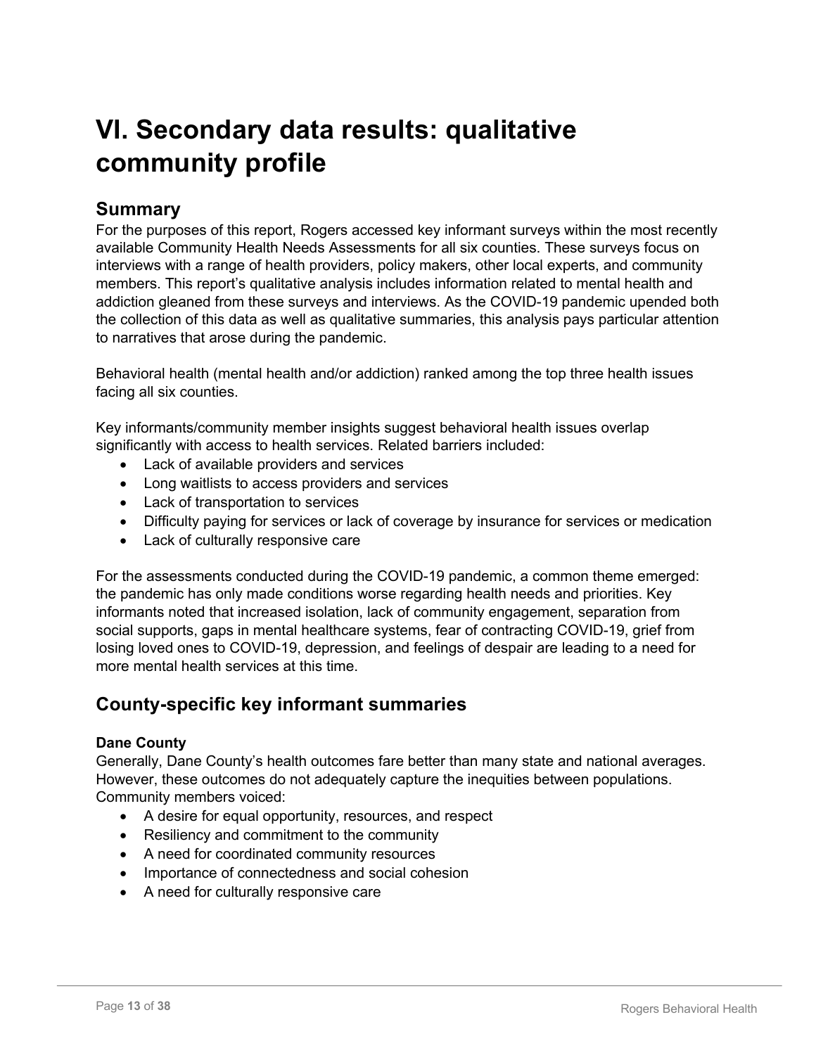# VI. Secondary data results: qualitative community profile

## Summary

For the purposes of this report, Rogers accessed key informant surveys within the most recently available Community Health Needs Assessments for all six counties. These surveys focus on interviews with a range of health providers, policy makers, other local experts, and community members. This report's qualitative analysis includes information related to mental health and addiction gleaned from these surveys and interviews. As the COVID-19 pandemic upended both the collection of this data as well as qualitative summaries, this analysis pays particular attention to narratives that arose during the pandemic.

Behavioral health (mental health and/or addiction) ranked among the top three health issues facing all six counties.

Key informants/community member insights suggest behavioral health issues overlap significantly with access to health services. Related barriers included:

- Lack of available providers and services
- Long waitlists to access providers and services
- Lack of transportation to services
- Difficulty paying for services or lack of coverage by insurance for services or medication
- Lack of culturally responsive care

For the assessments conducted during the COVID-19 pandemic, a common theme emerged: the pandemic has only made conditions worse regarding health needs and priorities. Key informants noted that increased isolation, lack of community engagement, separation from social supports, gaps in mental healthcare systems, fear of contracting COVID-19, grief from losing loved ones to COVID-19, depression, and feelings of despair are leading to a need for more mental health services at this time.

## County-specific key informant summaries

### Dane County

Generally, Dane County's health outcomes fare better than many state and national averages. However, these outcomes do not adequately capture the inequities between populations. Community members voiced:

- A desire for equal opportunity, resources, and respect
- Resiliency and commitment to the community
- A need for coordinated community resources
- Importance of connectedness and social cohesion
- A need for culturally responsive care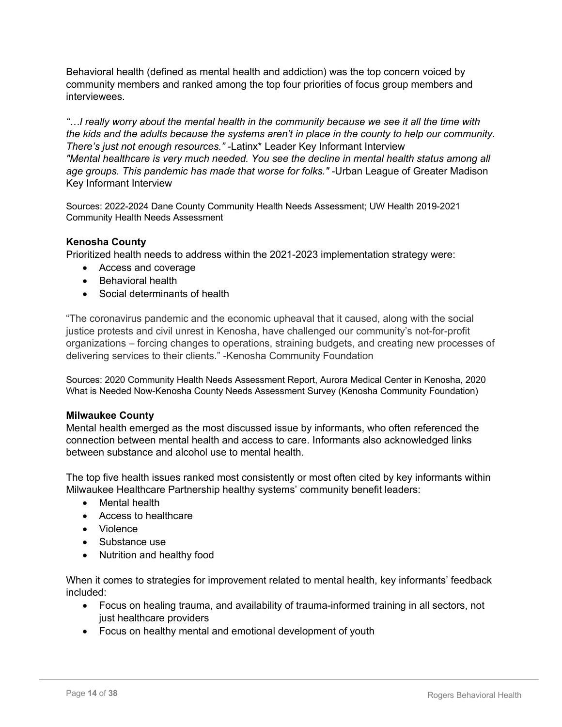Behavioral health (defined as mental health and addiction) was the top concern voiced by community members and ranked among the top four priorities of focus group members and interviewees.

*"…I really worry about the mental health in the community because we see it all the time with the kids and the adults because the systems aren't in place in the county to help our community. There's just not enough resources."* -Latinx* Leader Key Informant Interview
*"Mental healthcare is very much needed. You see the decline in mental health status among all age groups. This pandemic has made that worse for folks."* -Urban League of Greater Madison Key Informant Interview

Sources: 2022-2024 Dane County Community Health Needs Assessment; UW Health 2019-2021 Community Health Needs Assessment

**Kenosha County**

Prioritized health needs to address within the 2021-2023 implementation strategy were:

- Access and coverage
- Behavioral health
- Social determinants of health

"The coronavirus pandemic and the economic upheaval that it caused, along with the social justice protests and civil unrest in Kenosha, have challenged our community's not-for-profit organizations – forcing changes to operations, straining budgets, and creating new processes of delivering services to their clients." -Kenosha Community Foundation

Sources: 2020 Community Health Needs Assessment Report, Aurora Medical Center in Kenosha, 2020 What is Needed Now-Kenosha County Needs Assessment Survey (Kenosha Community Foundation)

**Milwaukee County**

Mental health emerged as the most discussed issue by informants, who often referenced the connection between mental health and access to care. Informants also acknowledged links between substance and alcohol use to mental health.

The top five health issues ranked most consistently or most often cited by key informants within Milwaukee Healthcare Partnership healthy systems' community benefit leaders:

- Mental health
- Access to healthcare
- Violence
- Substance use
- Nutrition and healthy food

When it comes to strategies for improvement related to mental health, key informants' feedback included:

- Focus on healing trauma, and availability of trauma-informed training in all sectors, not just healthcare providers
- Focus on healthy mental and emotional development of youth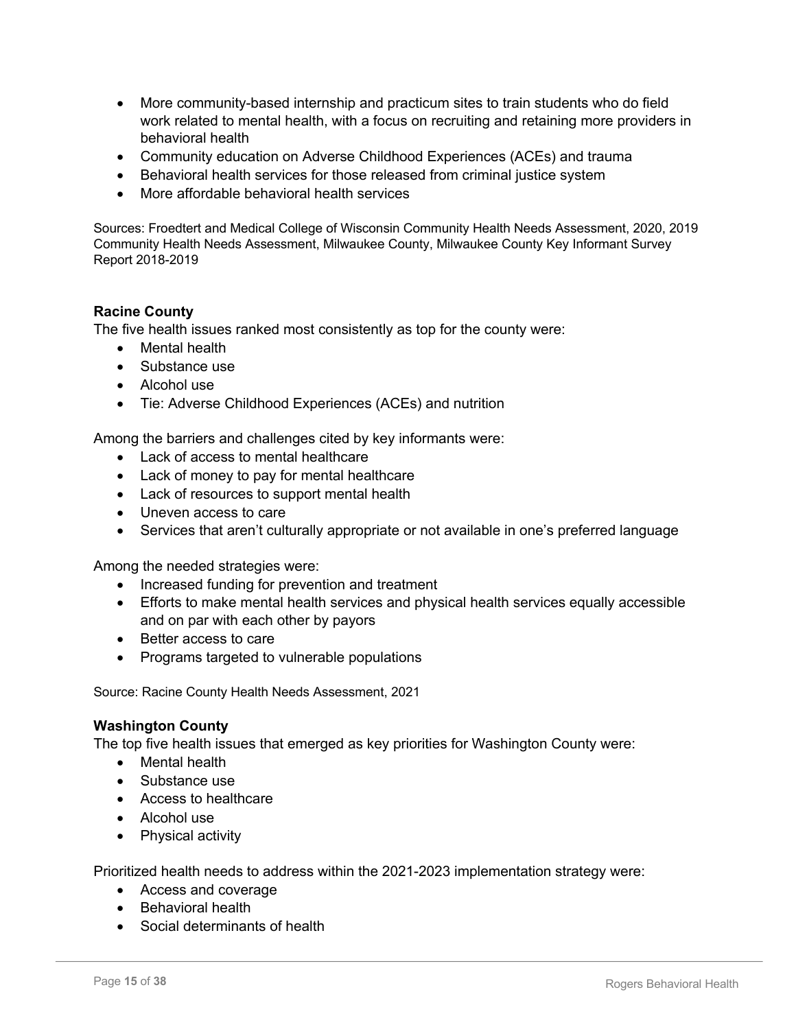- More community-based internship and practicum sites to train students who do field work related to mental health, with a focus on recruiting and retaining more providers in behavioral health
- Community education on Adverse Childhood Experiences (ACEs) and trauma
- Behavioral health services for those released from criminal justice system
- More affordable behavioral health services

Sources: Froedtert and Medical College of Wisconsin Community Health Needs Assessment, 2020, 2019 Community Health Needs Assessment, Milwaukee County, Milwaukee County Key Informant Survey Report 2018-2019

**Racine County**

The five health issues ranked most consistently as top for the county were:

- Mental health
- Substance use
- Alcohol use
- Tie: Adverse Childhood Experiences (ACEs) and nutrition

Among the barriers and challenges cited by key informants were:

- Lack of access to mental healthcare
- Lack of money to pay for mental healthcare
- Lack of resources to support mental health
- Uneven access to care
- Services that aren't culturally appropriate or not available in one's preferred language

Among the needed strategies were:

- Increased funding for prevention and treatment
- Efforts to make mental health services and physical health services equally accessible and on par with each other by payors
- Better access to care
- Programs targeted to vulnerable populations

Source: Racine County Health Needs Assessment, 2021

**Washington County**

The top five health issues that emerged as key priorities for Washington County were:

- Mental health
- Substance use
- Access to healthcare
- Alcohol use
- Physical activity

Prioritized health needs to address within the 2021-2023 implementation strategy were:

- Access and coverage
- Behavioral health
- Social determinants of health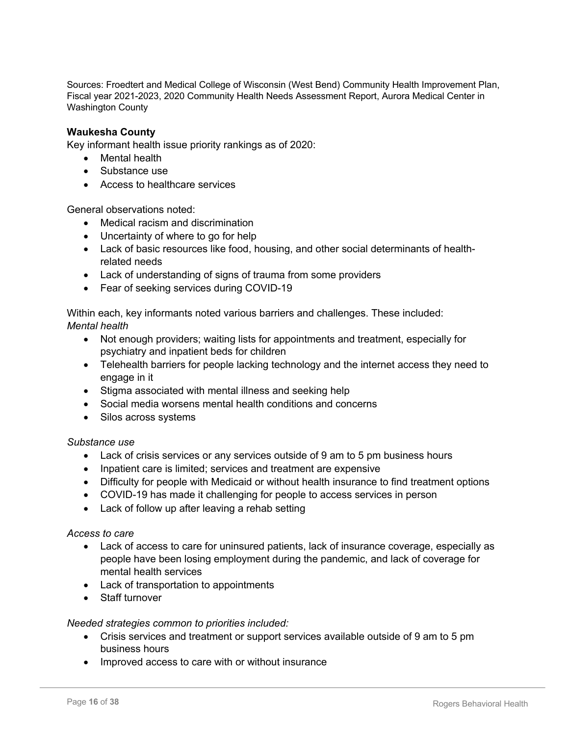Sources: Froedtert and Medical College of Wisconsin (West Bend) Community Health Improvement Plan, Fiscal year 2021-2023, 2020 Community Health Needs Assessment Report, Aurora Medical Center in Washington County

**Waukesha County**

Key informant health issue priority rankings as of 2020:

- Mental health
- Substance use
- Access to healthcare services

General observations noted:

- Medical racism and discrimination
- Uncertainty of where to go for help
- Lack of basic resources like food, housing, and other social determinants of health-related needs
- Lack of understanding of signs of trauma from some providers
- Fear of seeking services during COVID-19

Within each, key informants noted various barriers and challenges. These included:

*Mental health*

- Not enough providers; waiting lists for appointments and treatment, especially for psychiatry and inpatient beds for children
- Telehealth barriers for people lacking technology and the internet access they need to engage in it
- Stigma associated with mental illness and seeking help
- Social media worsens mental health conditions and concerns
- Silos across systems

*Substance use*

- Lack of crisis services or any services outside of 9 am to 5 pm business hours
- Inpatient care is limited; services and treatment are expensive
- Difficulty for people with Medicaid or without health insurance to find treatment options
- COVID-19 has made it challenging for people to access services in person
- Lack of follow up after leaving a rehab setting

*Access to care*

- Lack of access to care for uninsured patients, lack of insurance coverage, especially as people have been losing employment during the pandemic, and lack of coverage for mental health services
- Lack of transportation to appointments
- Staff turnover

*Needed strategies common to priorities included:*

- Crisis services and treatment or support services available outside of 9 am to 5 pm business hours
- Improved access to care with or without insurance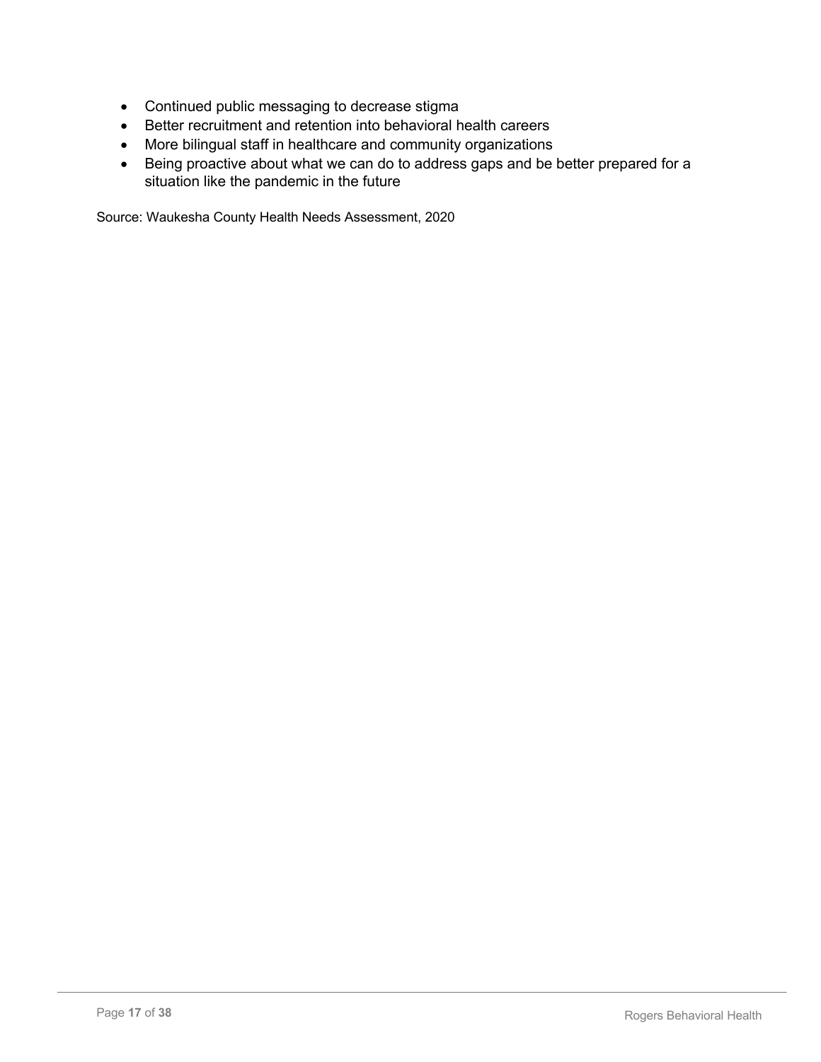- Continued public messaging to decrease stigma
- Better recruitment and retention into behavioral health careers
- More bilingual staff in healthcare and community organizations
- Being proactive about what we can do to address gaps and be better prepared for a situation like the pandemic in the future

Source: Waukesha County Health Needs Assessment, 2020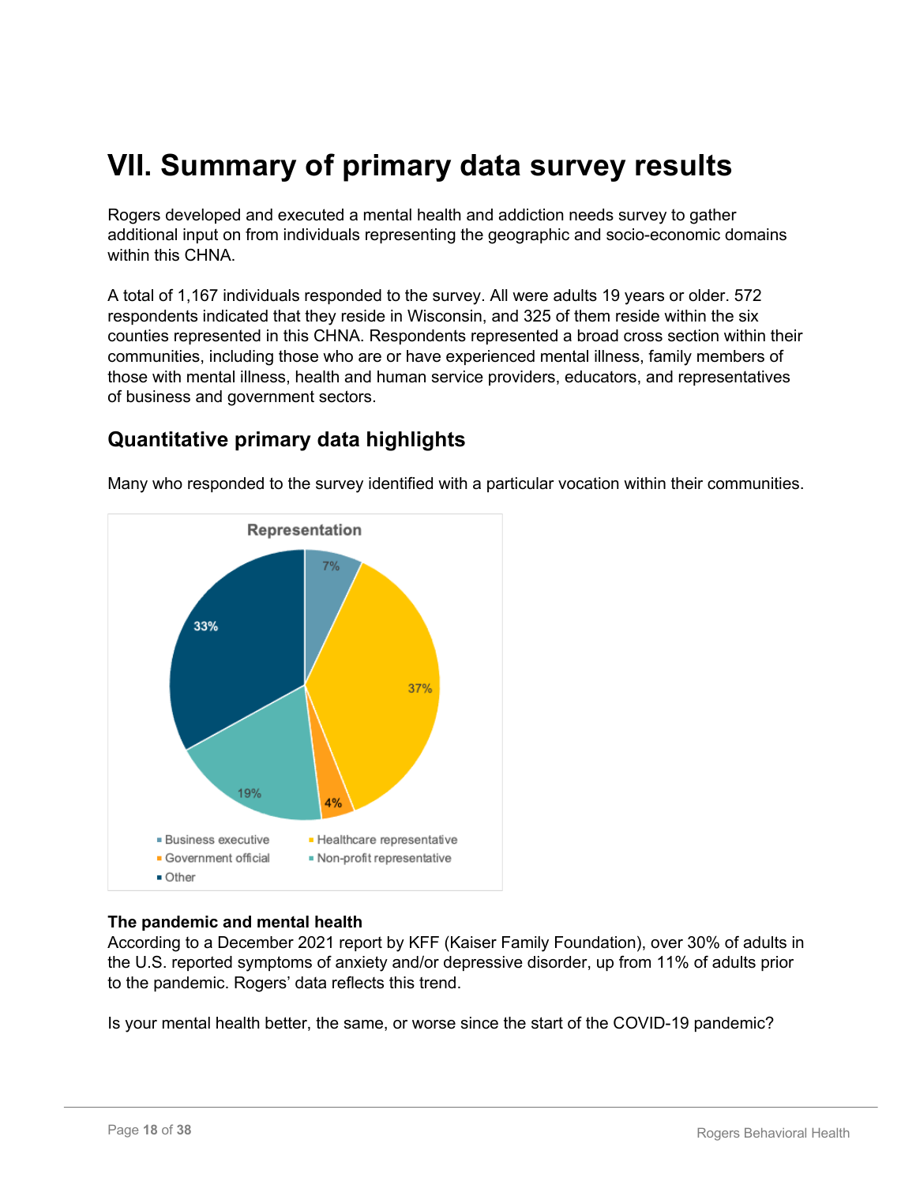# VII. Summary of primary data survey results

Rogers developed and executed a mental health and addiction needs survey to gather additional input on from individuals representing the geographic and socio-economic domains within this CHNA.

A total of 1,167 individuals responded to the survey. All were adults 19 years or older. 572 respondents indicated that they reside in Wisconsin, and 325 of them reside within the six counties represented in this CHNA. Respondents represented a broad cross section within their communities, including those who are or have experienced mental illness, family members of those with mental illness, health and human service providers, educators, and representatives of business and government sectors.

## Quantitative primary data highlights

Many who responded to the survey identified with a particular vocation within their communities.

**Representation**

| Category | Percentage |
| --- | --- |
| Business executive | 7% |
| Healthcare representative | 37% |
| Government official | 4% |
| Non-profit representative | 19% |
| Other | 33% |

**The pandemic and mental health**

According to a December 2021 report by KFF (Kaiser Family Foundation), over 30% of adults in the U.S. reported symptoms of anxiety and/or depressive disorder, up from 11% of adults prior to the pandemic. Rogers' data reflects this trend.

Is your mental health better, the same, or worse since the start of the COVID-19 pandemic?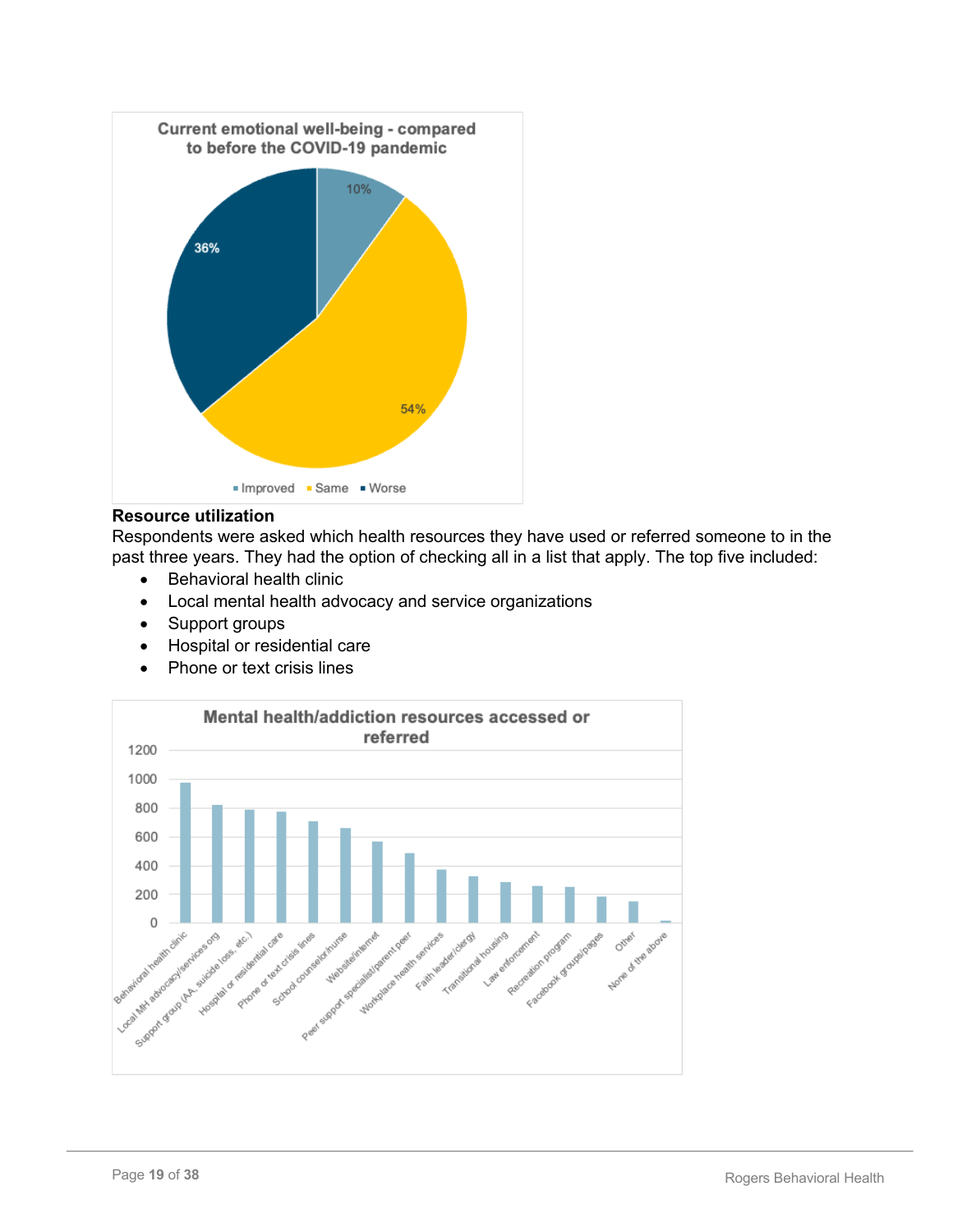**Current emotional well-being - compared to before the COVID-19 pandemic**

| Response | Percent |
|---|---|
| Improved | 10% |
| Same | 54% |
| Worse | 36% |

**Resource utilization**

Respondents were asked which health resources they have used or referred someone to in the past three years. They had the option of checking all in a list that apply. The top five included:

- Behavioral health clinic
- Local mental health advocacy and service organizations
- Support groups
- Hospital or residential care
- Phone or text crisis lines

**Mental health/addiction resources accessed or referred**

| Resource | Approximate count |
|---|---|
| Behavioral health clinic | 970 |
| Local MH advocacy/services org | 820 |
| Support group (AA, suicide loss, etc.) | 790 |
| Hospital or residential care | 775 |
| Phone or text crisis lines | 705 |
| School counselor/nurse | 660 |
| Website/internet | 565 |
| Peer support specialist/parent peer | 485 |
| Workplace health services | 370 |
| Faith leader/clergy | 325 |
| Transitional housing | 285 |
| Law enforcement | 260 |
| Recreation program | 250 |
| Facebook groups/pages | 185 |
| Other | 150 |
| None of the above | 15 |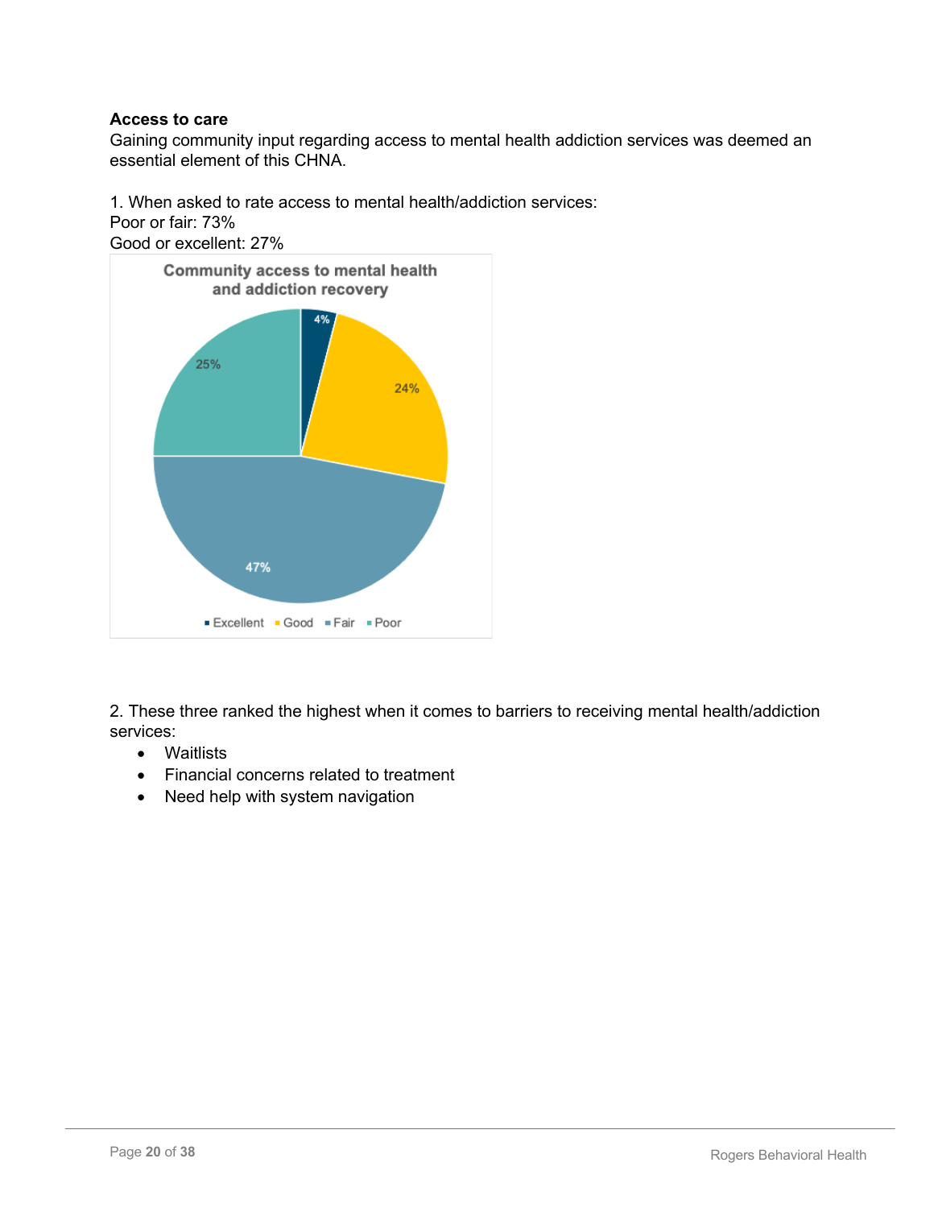**Access to care**

Gaining community input regarding access to mental health addiction services was deemed an essential element of this CHNA.

1. When asked to rate access to mental health/addiction services:
Poor or fair: 73%
Good or excellent: 27%

Community access to mental health and addiction recovery

| Rating | Percentage |
|---|---|
| Excellent | 4% |
| Good | 24% |
| Fair | 47% |
| Poor | 25% |

2. These three ranked the highest when it comes to barriers to receiving mental health/addiction services:

- Waitlists
- Financial concerns related to treatment
- Need help with system navigation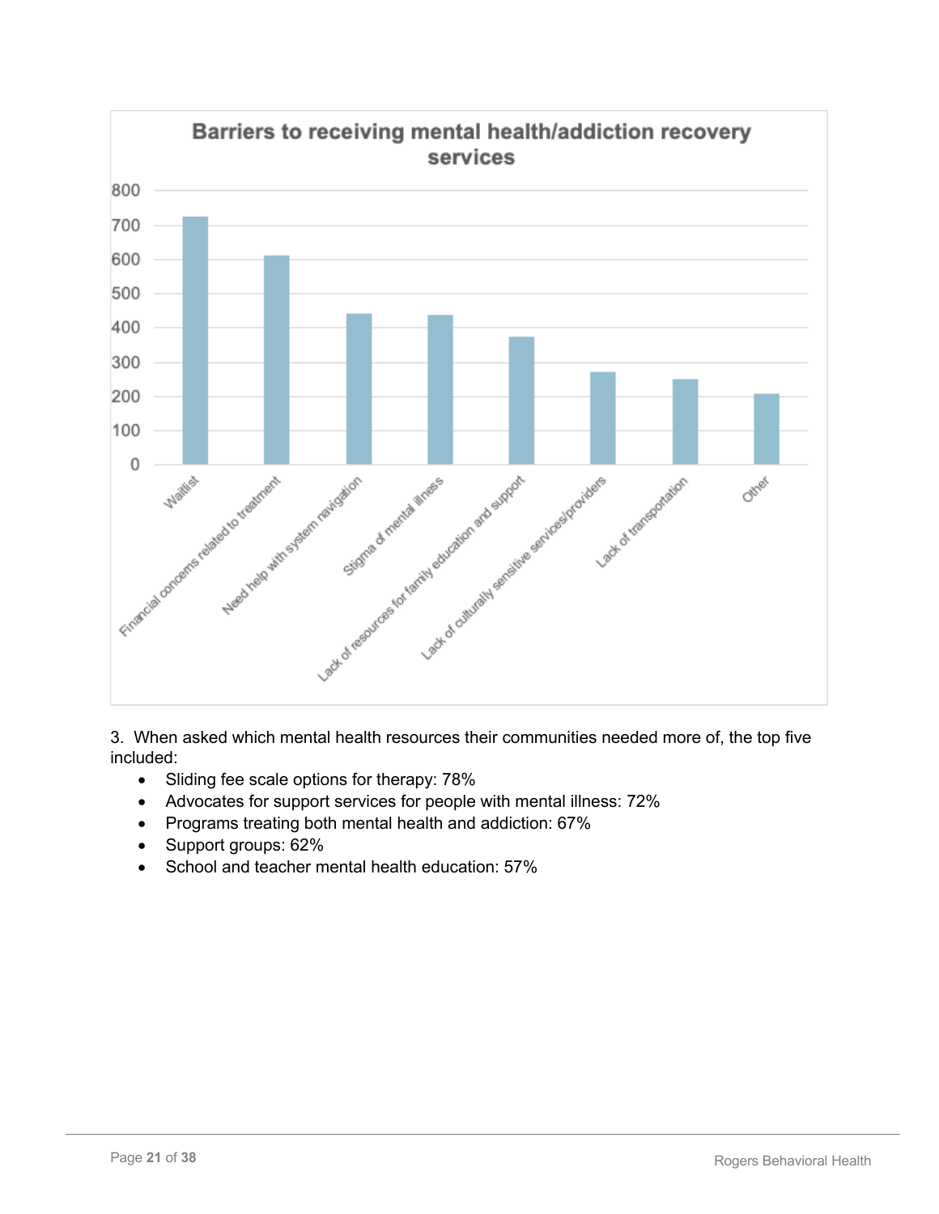3. When asked which mental health resources their communities needed more of, the top five included:

- Sliding fee scale options for therapy: 78%
- Advocates for support services for people with mental illness: 72%
- Programs treating both mental health and addiction: 67%
- Support groups: 62%
- School and teacher mental health education: 57%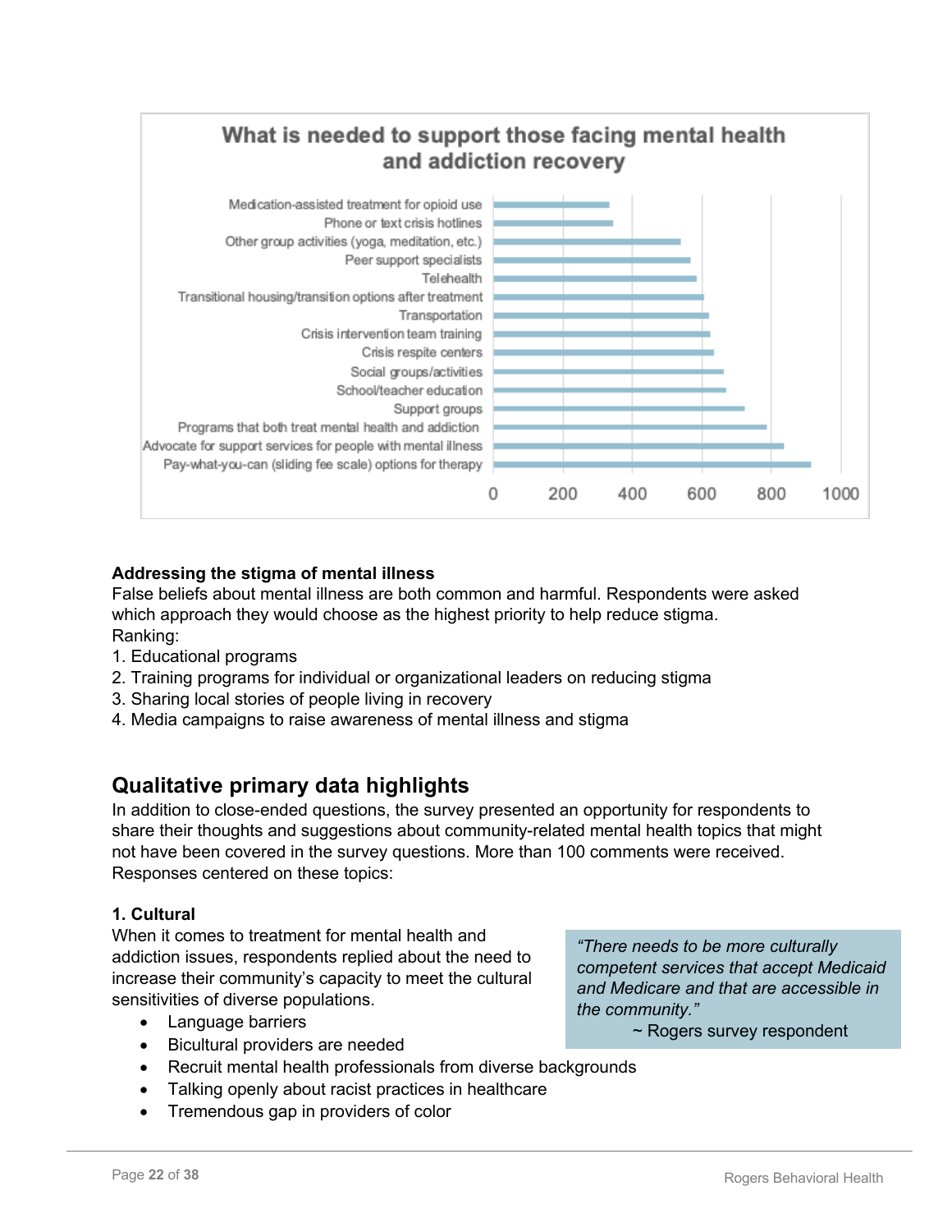**What is needed to support those facing mental health and addiction recovery**

- Medication-assisted treatment for opioid use
- Phone or text crisis hotlines
- Other group activities (yoga, meditation, etc.)
- Peer support specialists
- Telehealth
- Transitional housing/transition options after treatment
- Transportation
- Crisis intervention team training
- Crisis respite centers
- Social groups/activities
- School/teacher education
- Support groups
- Programs that both treat mental health and addiction
- Advocate for support services for people with mental illness
- Pay-what-you-can (sliding fee scale) options for therapy

0 200 400 600 800 1000

**Addressing the stigma of mental illness**

False beliefs about mental illness are both common and harmful. Respondents were asked which approach they would choose as the highest priority to help reduce stigma.

Ranking:

1. Educational programs
2. Training programs for individual or organizational leaders on reducing stigma
3. Sharing local stories of people living in recovery
4. Media campaigns to raise awareness of mental illness and stigma

## Qualitative primary data highlights

In addition to close-ended questions, the survey presented an opportunity for respondents to share their thoughts and suggestions about community-related mental health topics that might not have been covered in the survey questions. More than 100 comments were received. Responses centered on these topics:

**1. Cultural**

When it comes to treatment for mental health and addiction issues, respondents replied about the need to increase their community's capacity to meet the cultural sensitivities of diverse populations.

- Language barriers
- Bicultural providers are needed
- Recruit mental health professionals from diverse backgrounds
- Talking openly about racist practices in healthcare
- Tremendous gap in providers of color

> *"There needs to be more culturally competent services that accept Medicaid and Medicare and that are accessible in the community."*
>
> ~ Rogers survey respondent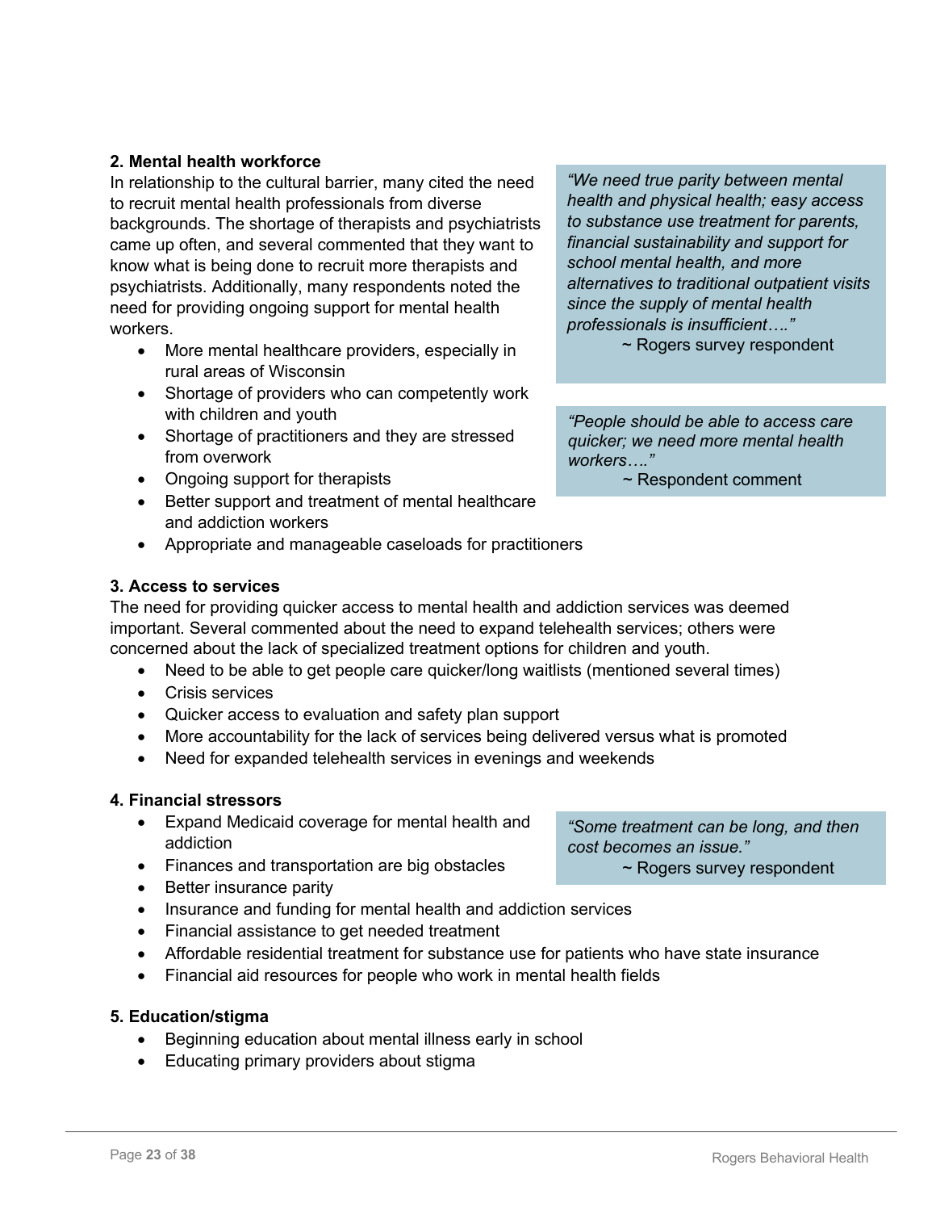**2. Mental health workforce**

In relationship to the cultural barrier, many cited the need to recruit mental health professionals from diverse backgrounds. The shortage of therapists and psychiatrists came up often, and several commented that they want to know what is being done to recruit more therapists and psychiatrists. Additionally, many respondents noted the need for providing ongoing support for mental health workers.

- More mental healthcare providers, especially in rural areas of Wisconsin
- Shortage of providers who can competently work with children and youth
- Shortage of practitioners and they are stressed from overwork
- Ongoing support for therapists
- Better support and treatment of mental healthcare and addiction workers
- Appropriate and manageable caseloads for practitioners

> *"We need true parity between mental health and physical health; easy access to substance use treatment for parents, financial sustainability and support for school mental health, and more alternatives to traditional outpatient visits since the supply of mental health professionals is insufficient…."*
>
> ~ Rogers survey respondent

> *"People should be able to access care quicker; we need more mental health workers…."*
>
> ~ Respondent comment

**3. Access to services**

The need for providing quicker access to mental health and addiction services was deemed important. Several commented about the need to expand telehealth services; others were concerned about the lack of specialized treatment options for children and youth.

- Need to be able to get people care quicker/long waitlists (mentioned several times)
- Crisis services
- Quicker access to evaluation and safety plan support
- More accountability for the lack of services being delivered versus what is promoted
- Need for expanded telehealth services in evenings and weekends

**4. Financial stressors**

- Expand Medicaid coverage for mental health and addiction
- Finances and transportation are big obstacles
- Better insurance parity
- Insurance and funding for mental health and addiction services
- Financial assistance to get needed treatment
- Affordable residential treatment for substance use for patients who have state insurance
- Financial aid resources for people who work in mental health fields

> *"Some treatment can be long, and then cost becomes an issue."*
>
> ~ Rogers survey respondent

**5. Education/stigma**

- Beginning education about mental illness early in school
- Educating primary providers about stigma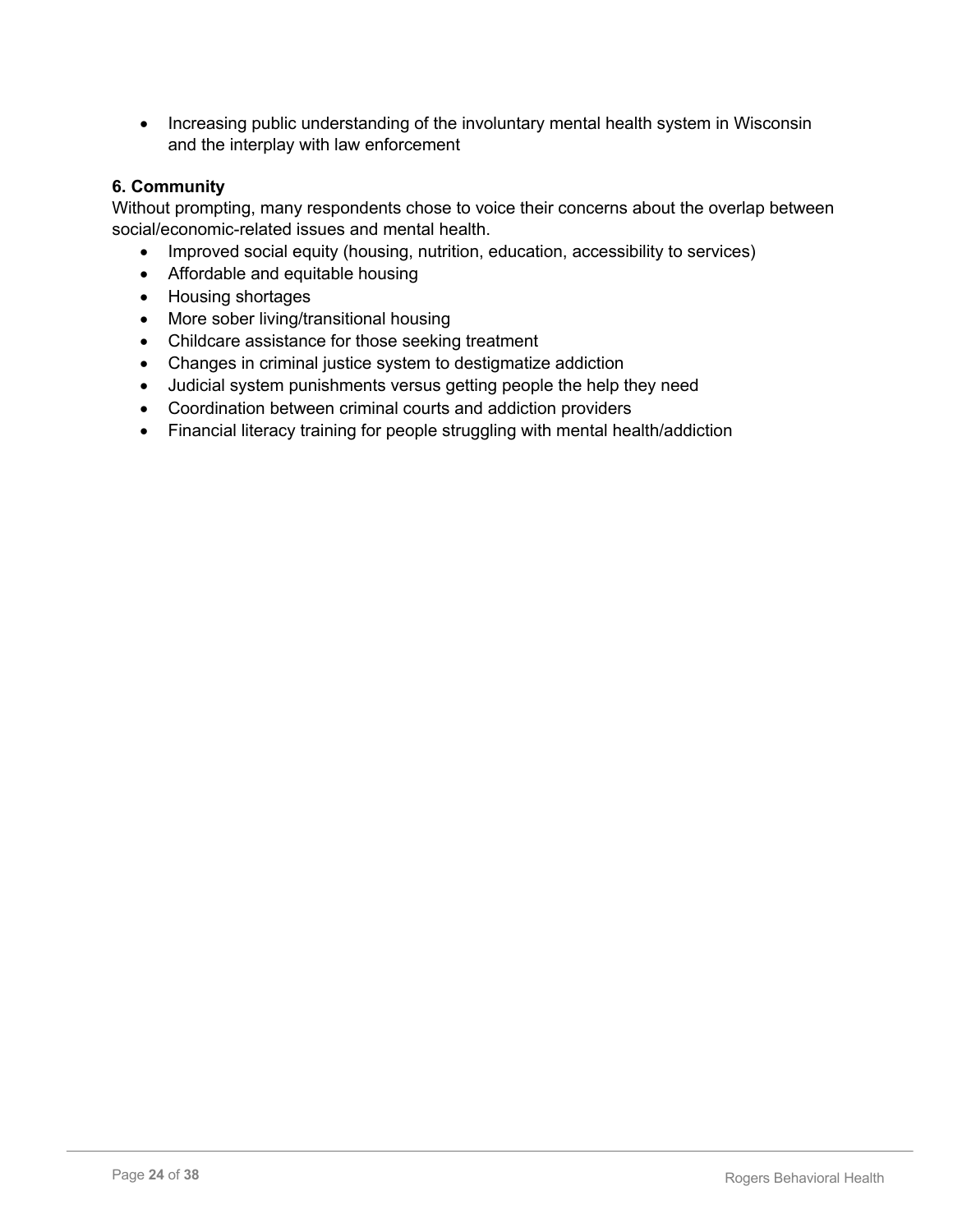- Increasing public understanding of the involuntary mental health system in Wisconsin and the interplay with law enforcement

**6. Community**

Without prompting, many respondents chose to voice their concerns about the overlap between social/economic-related issues and mental health.

- Improved social equity (housing, nutrition, education, accessibility to services)
- Affordable and equitable housing
- Housing shortages
- More sober living/transitional housing
- Childcare assistance for those seeking treatment
- Changes in criminal justice system to destigmatize addiction
- Judicial system punishments versus getting people the help they need
- Coordination between criminal courts and addiction providers
- Financial literacy training for people struggling with mental health/addiction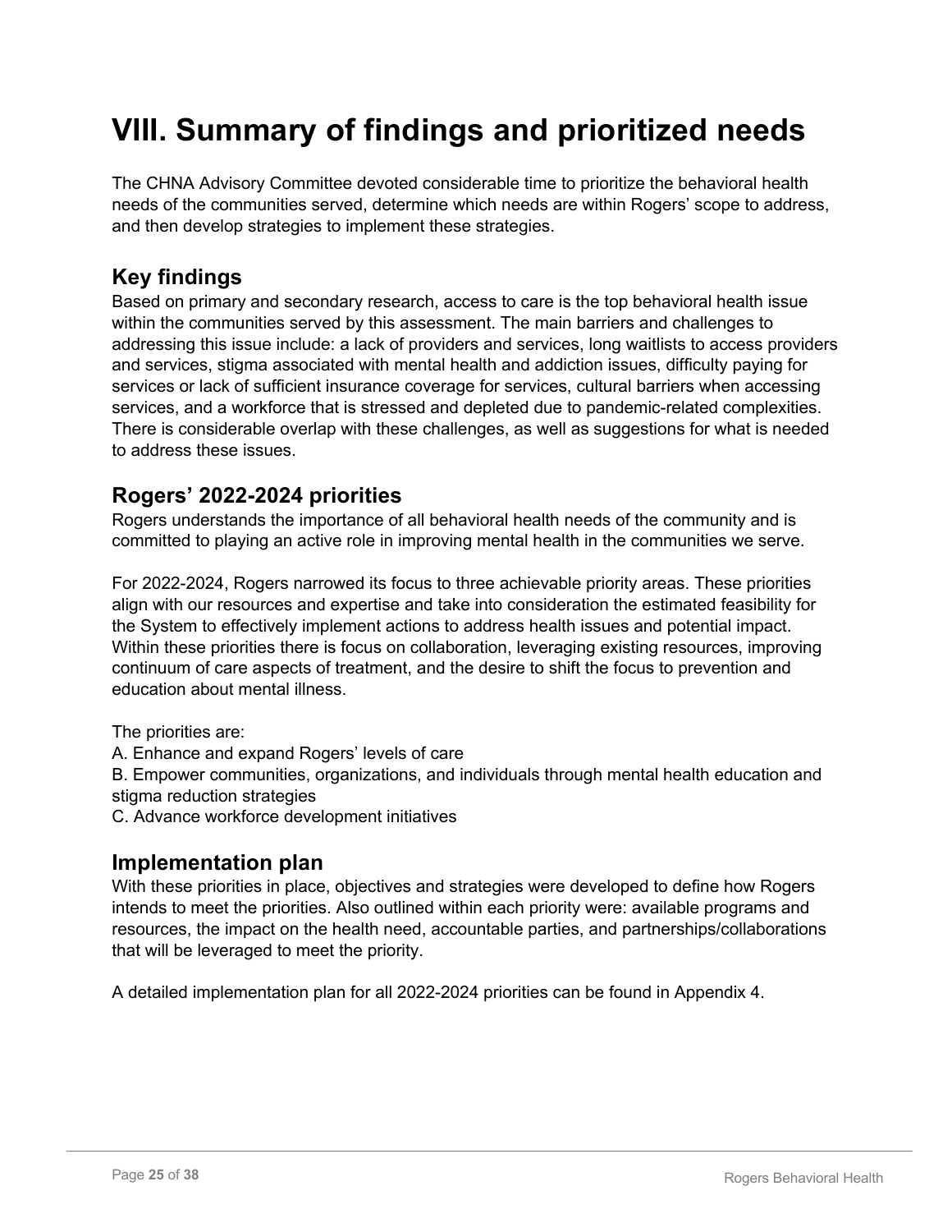# VIII. Summary of findings and prioritized needs

The CHNA Advisory Committee devoted considerable time to prioritize the behavioral health needs of the communities served, determine which needs are within Rogers' scope to address, and then develop strategies to implement these strategies.

## Key findings

Based on primary and secondary research, access to care is the top behavioral health issue within the communities served by this assessment. The main barriers and challenges to addressing this issue include: a lack of providers and services, long waitlists to access providers and services, stigma associated with mental health and addiction issues, difficulty paying for services or lack of sufficient insurance coverage for services, cultural barriers when accessing services, and a workforce that is stressed and depleted due to pandemic-related complexities. There is considerable overlap with these challenges, as well as suggestions for what is needed to address these issues.

## Rogers' 2022-2024 priorities

Rogers understands the importance of all behavioral health needs of the community and is committed to playing an active role in improving mental health in the communities we serve.

For 2022-2024, Rogers narrowed its focus to three achievable priority areas. These priorities align with our resources and expertise and take into consideration the estimated feasibility for the System to effectively implement actions to address health issues and potential impact. Within these priorities there is focus on collaboration, leveraging existing resources, improving continuum of care aspects of treatment, and the desire to shift the focus to prevention and education about mental illness.

The priorities are:

A. Enhance and expand Rogers' levels of care

B. Empower communities, organizations, and individuals through mental health education and stigma reduction strategies

C. Advance workforce development initiatives

## Implementation plan

With these priorities in place, objectives and strategies were developed to define how Rogers intends to meet the priorities. Also outlined within each priority were: available programs and resources, the impact on the health need, accountable parties, and partnerships/collaborations that will be leveraged to meet the priority.

A detailed implementation plan for all 2022-2024 priorities can be found in Appendix 4.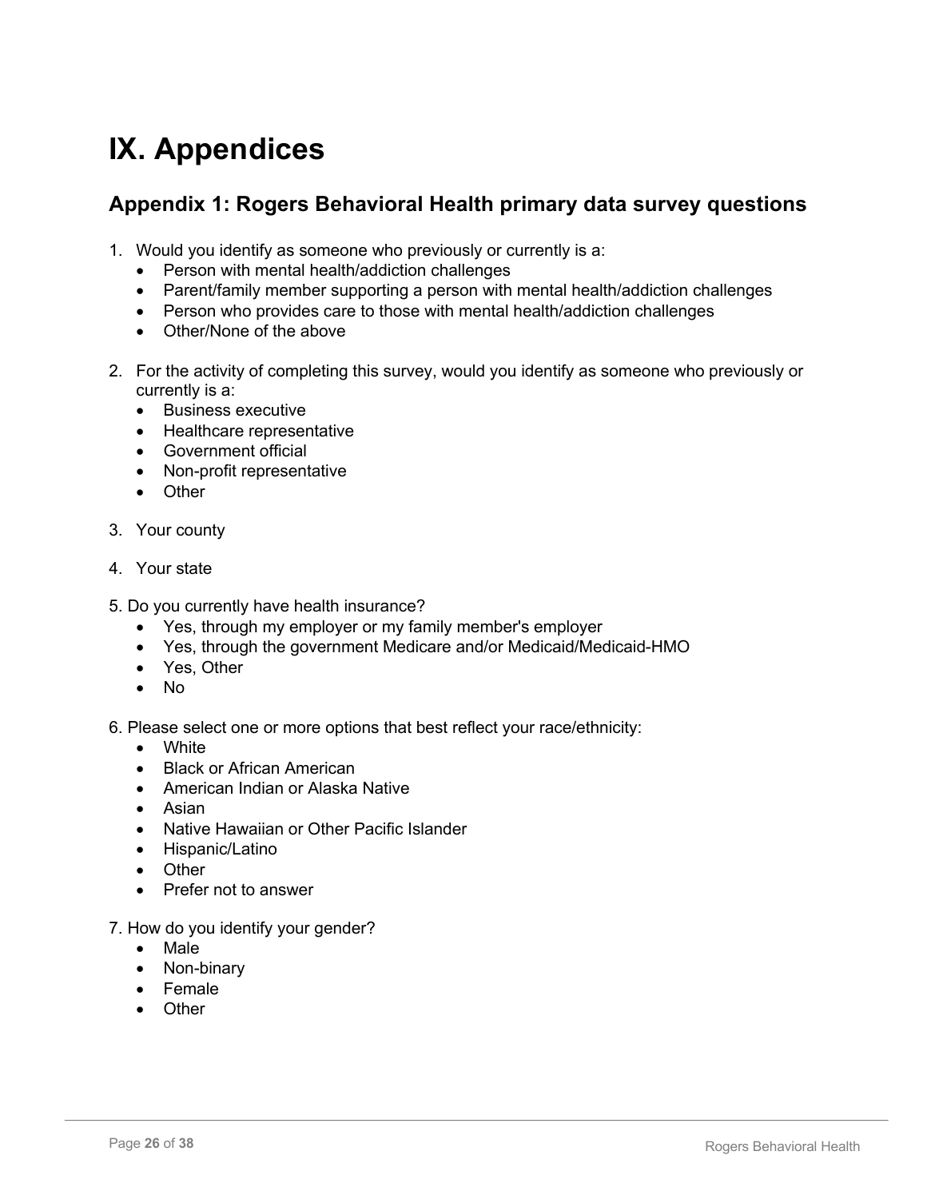# IX. Appendices

## Appendix 1: Rogers Behavioral Health primary data survey questions

1. Would you identify as someone who previously or currently is a:
    - Person with mental health/addiction challenges
    - Parent/family member supporting a person with mental health/addiction challenges
    - Person who provides care to those with mental health/addiction challenges
    - Other/None of the above

2. For the activity of completing this survey, would you identify as someone who previously or currently is a:
    - Business executive
    - Healthcare representative
    - Government official
    - Non-profit representative
    - Other

3. Your county

4. Your state

5. Do you currently have health insurance?
    - Yes, through my employer or my family member's employer
    - Yes, through the government Medicare and/or Medicaid/Medicaid-HMO
    - Yes, Other
    - No

6. Please select one or more options that best reflect your race/ethnicity:
    - White
    - Black or African American
    - American Indian or Alaska Native
    - Asian
    - Native Hawaiian or Other Pacific Islander
    - Hispanic/Latino
    - Other
    - Prefer not to answer

7. How do you identify your gender?
    - Male
    - Non-binary
    - Female
    - Other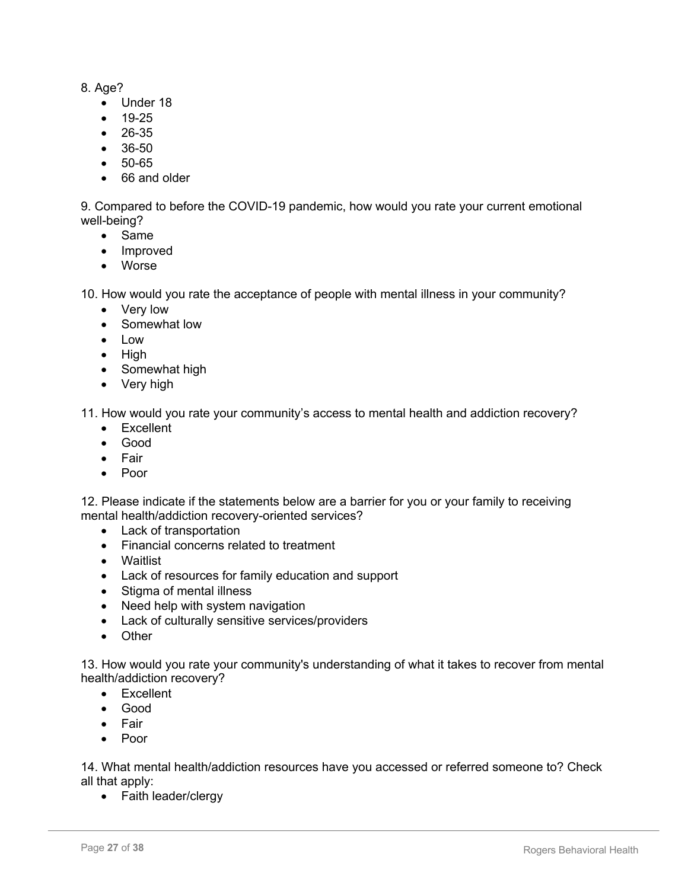8. Age?

- Under 18
- 19-25
- 26-35
- 36-50
- 50-65
- 66 and older

9. Compared to before the COVID-19 pandemic, how would you rate your current emotional well-being?

- Same
- Improved
- Worse

10. How would you rate the acceptance of people with mental illness in your community?

- Very low
- Somewhat low
- Low
- High
- Somewhat high
- Very high

11. How would you rate your community's access to mental health and addiction recovery?

- Excellent
- Good
- Fair
- Poor

12. Please indicate if the statements below are a barrier for you or your family to receiving mental health/addiction recovery-oriented services?

- Lack of transportation
- Financial concerns related to treatment
- Waitlist
- Lack of resources for family education and support
- Stigma of mental illness
- Need help with system navigation
- Lack of culturally sensitive services/providers
- Other

13. How would you rate your community's understanding of what it takes to recover from mental health/addiction recovery?

- Excellent
- Good
- Fair
- Poor

14. What mental health/addiction resources have you accessed or referred someone to? Check all that apply:

- Faith leader/clergy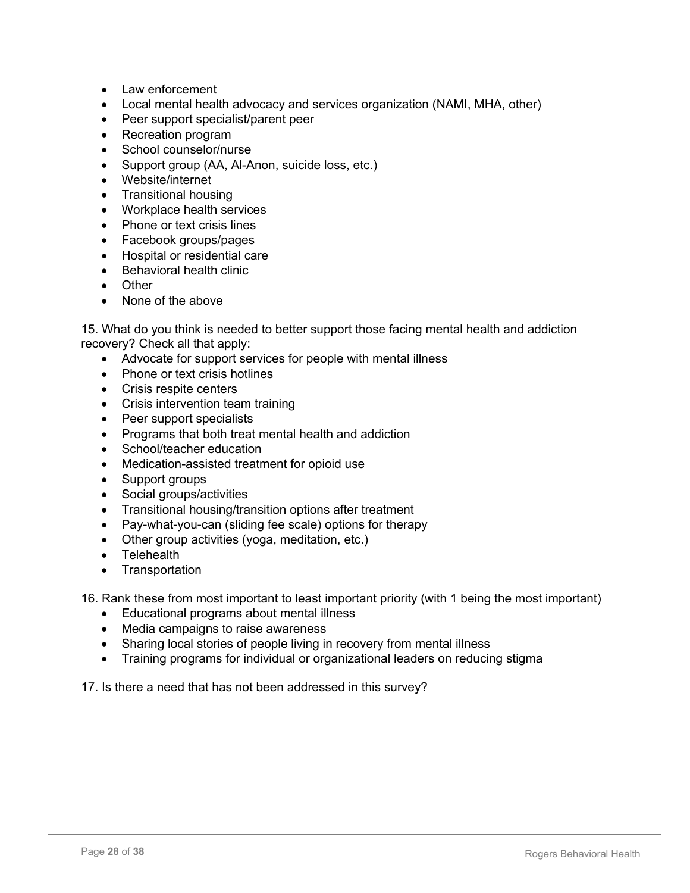- Law enforcement
- Local mental health advocacy and services organization (NAMI, MHA, other)
- Peer support specialist/parent peer
- Recreation program
- School counselor/nurse
- Support group (AA, Al-Anon, suicide loss, etc.)
- Website/internet
- Transitional housing
- Workplace health services
- Phone or text crisis lines
- Facebook groups/pages
- Hospital or residential care
- Behavioral health clinic
- Other
- None of the above

15. What do you think is needed to better support those facing mental health and addiction recovery? Check all that apply:
    - Advocate for support services for people with mental illness
    - Phone or text crisis hotlines
    - Crisis respite centers
    - Crisis intervention team training
    - Peer support specialists
    - Programs that both treat mental health and addiction
    - School/teacher education
    - Medication-assisted treatment for opioid use
    - Support groups
    - Social groups/activities
    - Transitional housing/transition options after treatment
    - Pay-what-you-can (sliding fee scale) options for therapy
    - Other group activities (yoga, meditation, etc.)
    - Telehealth
    - Transportation

16. Rank these from most important to least important priority (with 1 being the most important)
    - Educational programs about mental illness
    - Media campaigns to raise awareness
    - Sharing local stories of people living in recovery from mental illness
    - Training programs for individual or organizational leaders on reducing stigma

17. Is there a need that has not been addressed in this survey?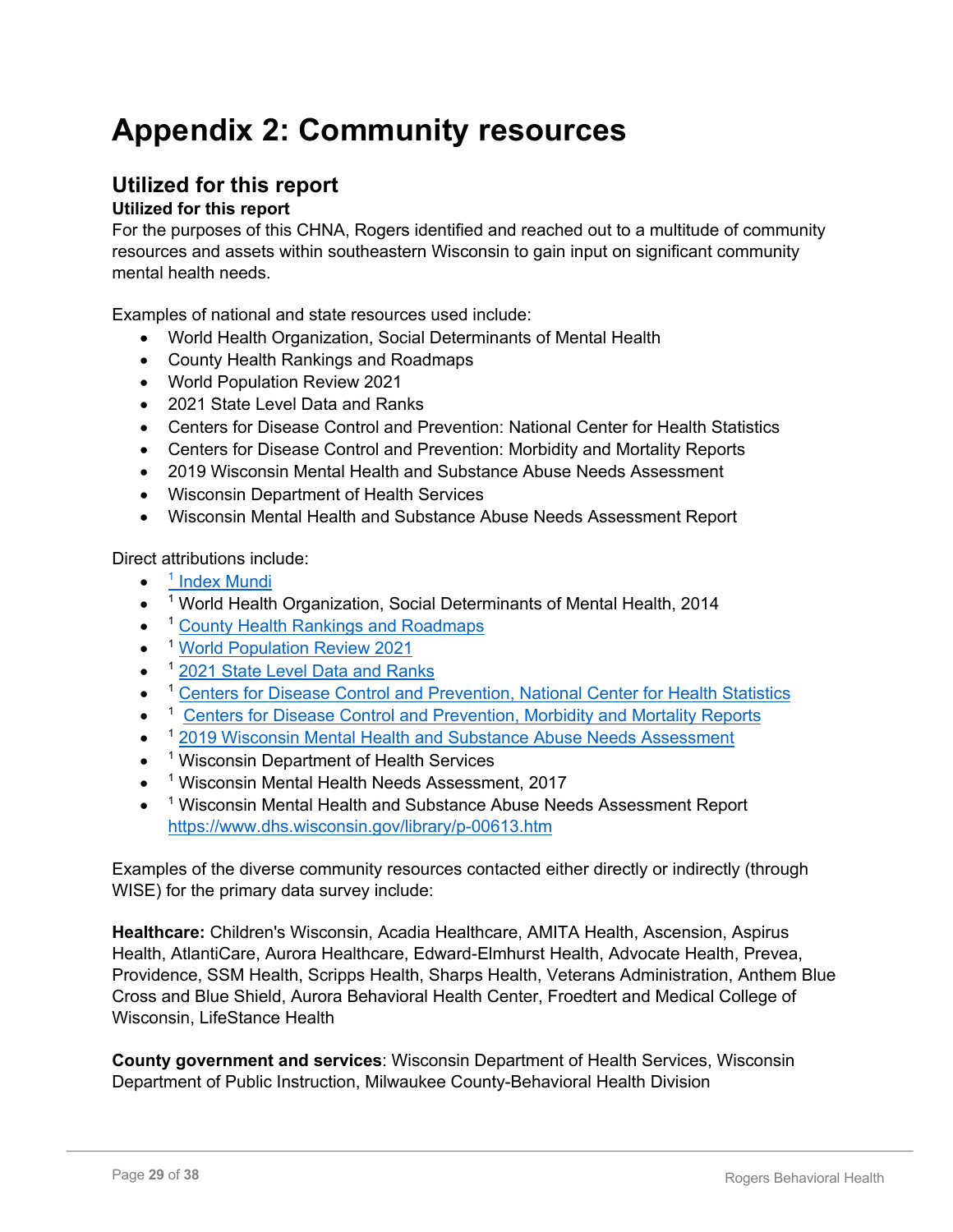# Appendix 2: Community resources

## Utilized for this report

**Utilized for this report**

For the purposes of this CHNA, Rogers identified and reached out to a multitude of community resources and assets within southeastern Wisconsin to gain input on significant community mental health needs.

Examples of national and state resources used include:

- World Health Organization, Social Determinants of Mental Health
- County Health Rankings and Roadmaps
- World Population Review 2021
- 2021 State Level Data and Ranks
- Centers for Disease Control and Prevention: National Center for Health Statistics
- Centers for Disease Control and Prevention: Morbidity and Mortality Reports
- 2019 Wisconsin Mental Health and Substance Abuse Needs Assessment
- Wisconsin Department of Health Services
- Wisconsin Mental Health and Substance Abuse Needs Assessment Report

Direct attributions include:

- [1] Index Mundi
- [1] World Health Organization, Social Determinants of Mental Health, 2014
- [1] County Health Rankings and Roadmaps
- [1] World Population Review 2021
- [1] 2021 State Level Data and Ranks
- [1] Centers for Disease Control and Prevention, National Center for Health Statistics
- [1] Centers for Disease Control and Prevention, Morbidity and Mortality Reports
- [1] 2019 Wisconsin Mental Health and Substance Abuse Needs Assessment
- [1] Wisconsin Department of Health Services
- [1] Wisconsin Mental Health Needs Assessment, 2017
- [1] Wisconsin Mental Health and Substance Abuse Needs Assessment Report https://www.dhs.wisconsin.gov/library/p-00613.htm

Examples of the diverse community resources contacted either directly or indirectly (through WISE) for the primary data survey include:

**Healthcare:** Children's Wisconsin, Acadia Healthcare, AMITA Health, Ascension, Aspirus Health, AtlantiCare, Aurora Healthcare, Edward-Elmhurst Health, Advocate Health, Prevea, Providence, SSM Health, Scripps Health, Sharps Health, Veterans Administration, Anthem Blue Cross and Blue Shield, Aurora Behavioral Health Center, Froedtert and Medical College of Wisconsin, LifeStance Health

**County government and services**: Wisconsin Department of Health Services, Wisconsin Department of Public Instruction, Milwaukee County-Behavioral Health Division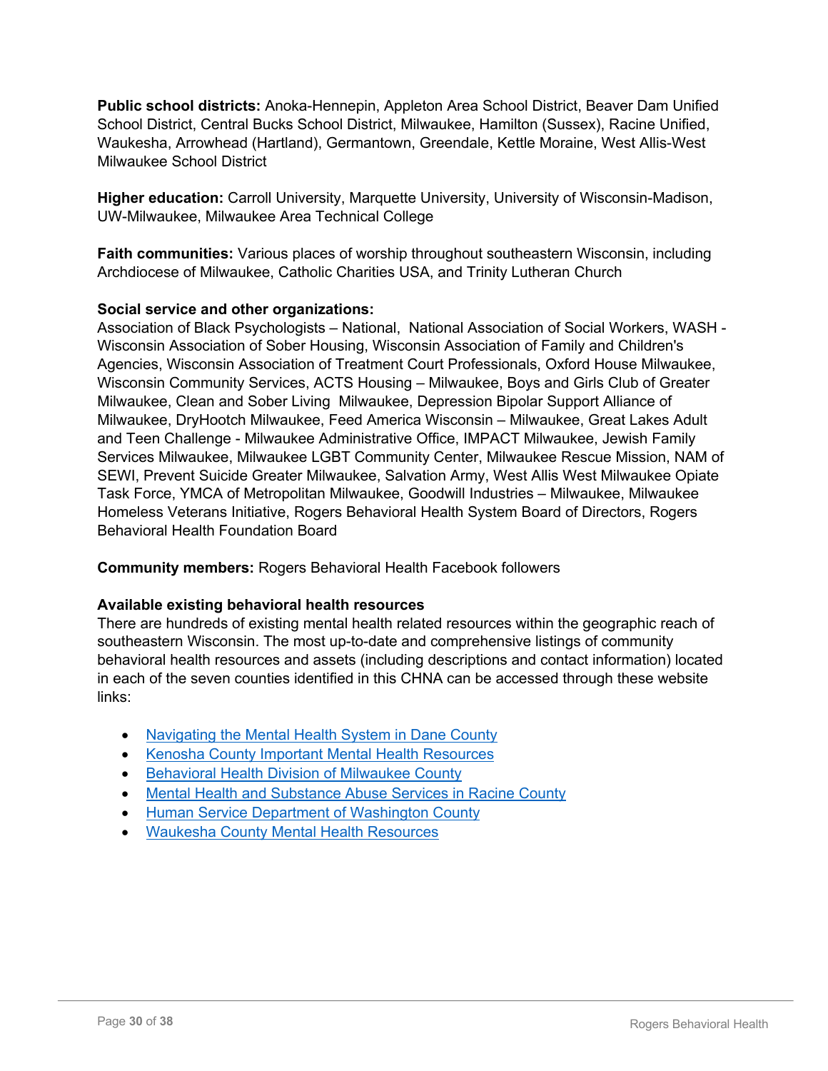**Public school districts:** Anoka-Hennepin, Appleton Area School District, Beaver Dam Unified School District, Central Bucks School District, Milwaukee, Hamilton (Sussex), Racine Unified, Waukesha, Arrowhead (Hartland), Germantown, Greendale, Kettle Moraine, West Allis-West Milwaukee School District

**Higher education:** Carroll University, Marquette University, University of Wisconsin-Madison, UW-Milwaukee, Milwaukee Area Technical College

**Faith communities:** Various places of worship throughout southeastern Wisconsin, including Archdiocese of Milwaukee, Catholic Charities USA, and Trinity Lutheran Church

**Social service and other organizations:**
Association of Black Psychologists – National, National Association of Social Workers, WASH - Wisconsin Association of Sober Housing, Wisconsin Association of Family and Children's Agencies, Wisconsin Association of Treatment Court Professionals, Oxford House Milwaukee, Wisconsin Community Services, ACTS Housing – Milwaukee, Boys and Girls Club of Greater Milwaukee, Clean and Sober Living Milwaukee, Depression Bipolar Support Alliance of Milwaukee, DryHootch Milwaukee, Feed America Wisconsin – Milwaukee, Great Lakes Adult and Teen Challenge - Milwaukee Administrative Office, IMPACT Milwaukee, Jewish Family Services Milwaukee, Milwaukee LGBT Community Center, Milwaukee Rescue Mission, NAM of SEWI, Prevent Suicide Greater Milwaukee, Salvation Army, West Allis West Milwaukee Opiate Task Force, YMCA of Metropolitan Milwaukee, Goodwill Industries – Milwaukee, Milwaukee Homeless Veterans Initiative, Rogers Behavioral Health System Board of Directors, Rogers Behavioral Health Foundation Board

**Community members:** Rogers Behavioral Health Facebook followers

**Available existing behavioral health resources**
There are hundreds of existing mental health related resources within the geographic reach of southeastern Wisconsin. The most up-to-date and comprehensive listings of community behavioral health resources and assets (including descriptions and contact information) located in each of the seven counties identified in this CHNA can be accessed through these website links:

- Navigating the Mental Health System in Dane County
- Kenosha County Important Mental Health Resources
- Behavioral Health Division of Milwaukee County
- Mental Health and Substance Abuse Services in Racine County
- Human Service Department of Washington County
- Waukesha County Mental Health Resources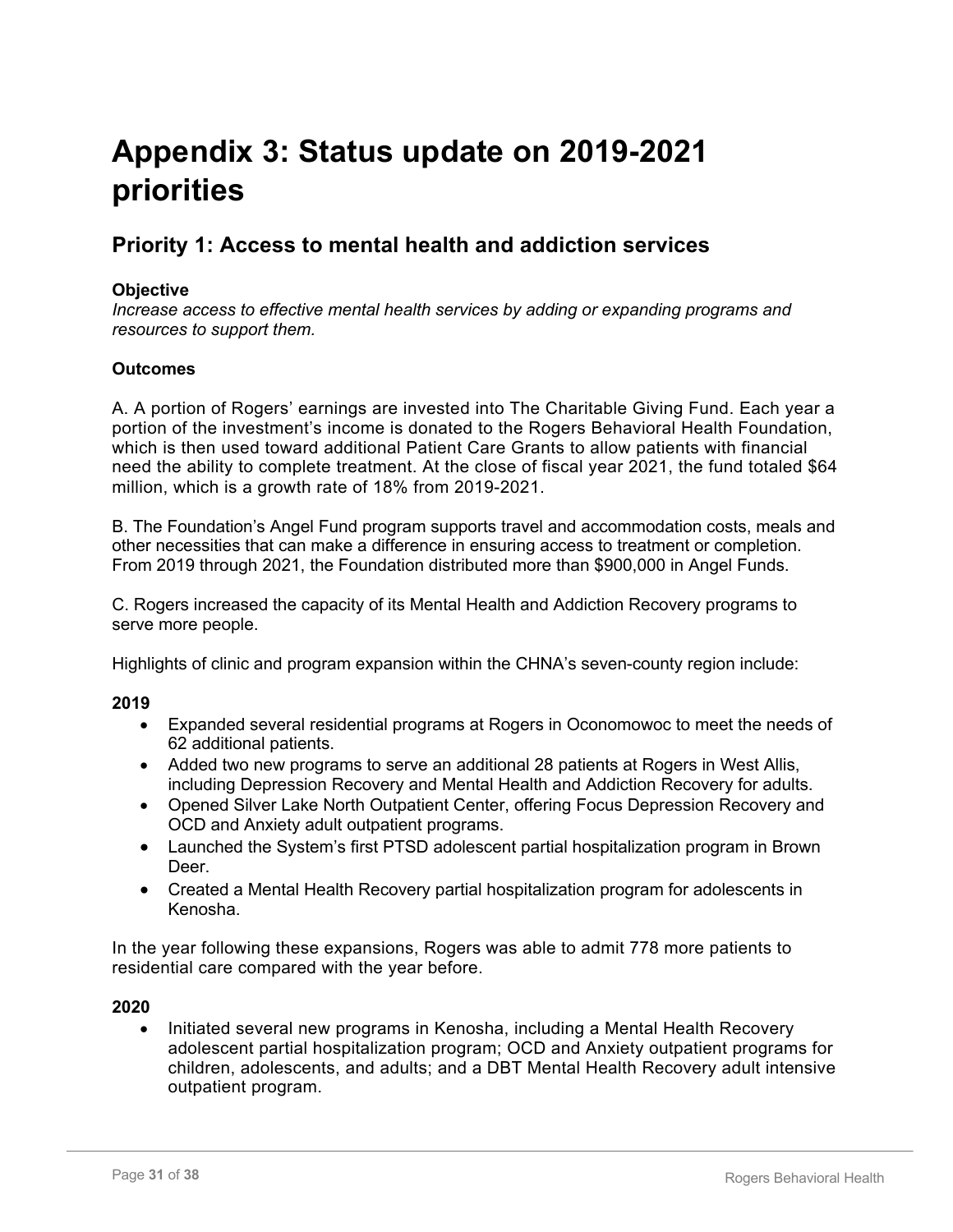# Appendix 3: Status update on 2019-2021 priorities

## Priority 1: Access to mental health and addiction services

**Objective**

*Increase access to effective mental health services by adding or expanding programs and resources to support them.*

**Outcomes**

A. A portion of Rogers' earnings are invested into The Charitable Giving Fund. Each year a portion of the investment's income is donated to the Rogers Behavioral Health Foundation, which is then used toward additional Patient Care Grants to allow patients with financial need the ability to complete treatment. At the close of fiscal year 2021, the fund totaled $64 million, which is a growth rate of 18% from 2019-2021.

B. The Foundation's Angel Fund program supports travel and accommodation costs, meals and other necessities that can make a difference in ensuring access to treatment or completion. From 2019 through 2021, the Foundation distributed more than $900,000 in Angel Funds.

C. Rogers increased the capacity of its Mental Health and Addiction Recovery programs to serve more people.

Highlights of clinic and program expansion within the CHNA's seven-county region include:

**2019**

- Expanded several residential programs at Rogers in Oconomowoc to meet the needs of 62 additional patients.
- Added two new programs to serve an additional 28 patients at Rogers in West Allis, including Depression Recovery and Mental Health and Addiction Recovery for adults.
- Opened Silver Lake North Outpatient Center, offering Focus Depression Recovery and OCD and Anxiety adult outpatient programs.
- Launched the System's first PTSD adolescent partial hospitalization program in Brown Deer.
- Created a Mental Health Recovery partial hospitalization program for adolescents in Kenosha.

In the year following these expansions, Rogers was able to admit 778 more patients to residential care compared with the year before.

**2020**

- Initiated several new programs in Kenosha, including a Mental Health Recovery adolescent partial hospitalization program; OCD and Anxiety outpatient programs for children, adolescents, and adults; and a DBT Mental Health Recovery adult intensive outpatient program.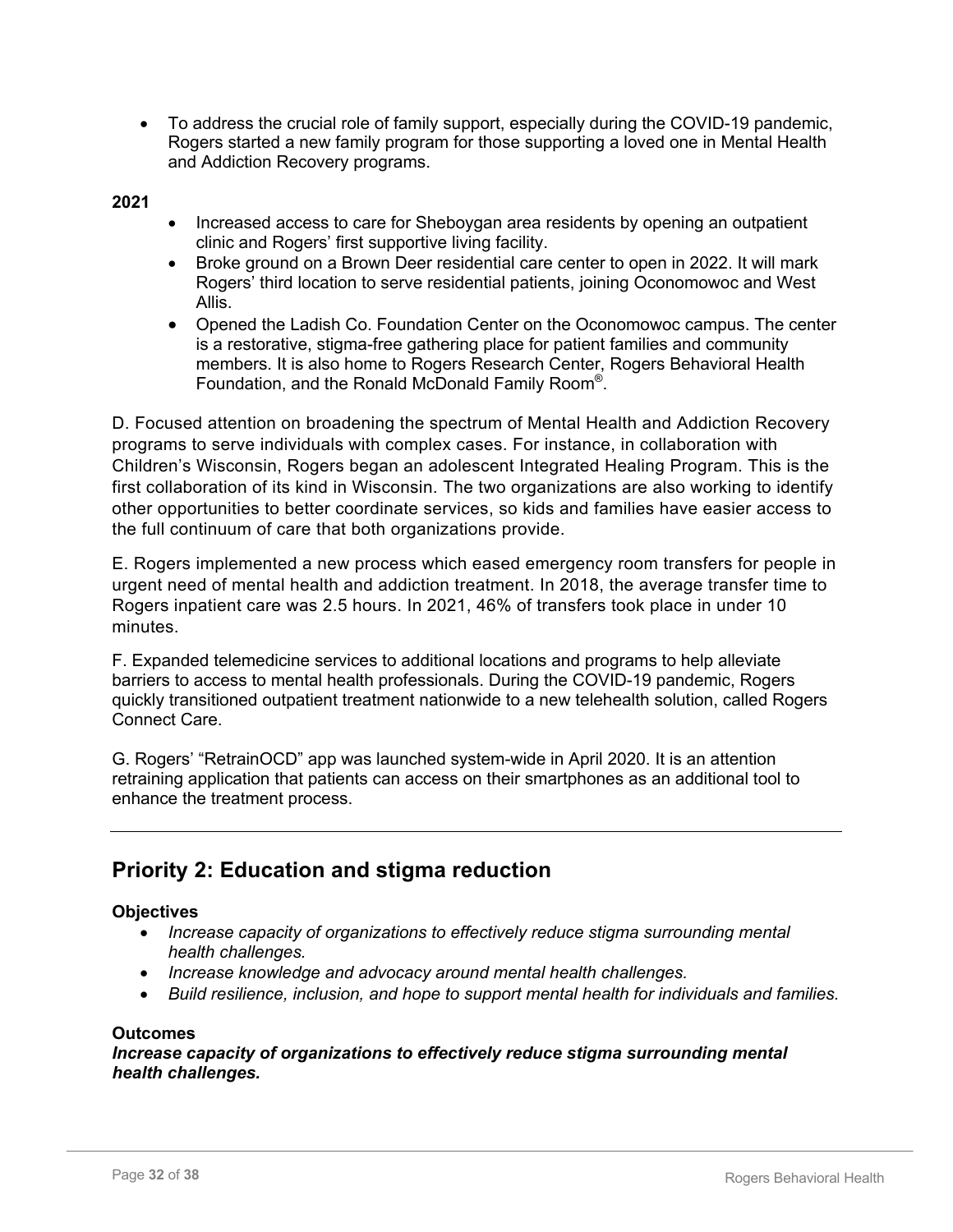- To address the crucial role of family support, especially during the COVID-19 pandemic, Rogers started a new family program for those supporting a loved one in Mental Health and Addiction Recovery programs.

**2021**

- Increased access to care for Sheboygan area residents by opening an outpatient clinic and Rogers' first supportive living facility.
- Broke ground on a Brown Deer residential care center to open in 2022. It will mark Rogers' third location to serve residential patients, joining Oconomowoc and West Allis.
- Opened the Ladish Co. Foundation Center on the Oconomowoc campus. The center is a restorative, stigma-free gathering place for patient families and community members. It is also home to Rogers Research Center, Rogers Behavioral Health Foundation, and the Ronald McDonald Family Room®.

D. Focused attention on broadening the spectrum of Mental Health and Addiction Recovery programs to serve individuals with complex cases. For instance, in collaboration with Children's Wisconsin, Rogers began an adolescent Integrated Healing Program. This is the first collaboration of its kind in Wisconsin. The two organizations are also working to identify other opportunities to better coordinate services, so kids and families have easier access to the full continuum of care that both organizations provide.

E. Rogers implemented a new process which eased emergency room transfers for people in urgent need of mental health and addiction treatment. In 2018, the average transfer time to Rogers inpatient care was 2.5 hours. In 2021, 46% of transfers took place in under 10 minutes.

F. Expanded telemedicine services to additional locations and programs to help alleviate barriers to access to mental health professionals. During the COVID-19 pandemic, Rogers quickly transitioned outpatient treatment nationwide to a new telehealth solution, called Rogers Connect Care.

G. Rogers' "RetrainOCD" app was launched system-wide in April 2020. It is an attention retraining application that patients can access on their smartphones as an additional tool to enhance the treatment process.

---

## Priority 2: Education and stigma reduction

**Objectives**

- *Increase capacity of organizations to effectively reduce stigma surrounding mental health challenges.*
- *Increase knowledge and advocacy around mental health challenges.*
- *Build resilience, inclusion, and hope to support mental health for individuals and families.*

**Outcomes**

***Increase capacity of organizations to effectively reduce stigma surrounding mental health challenges.***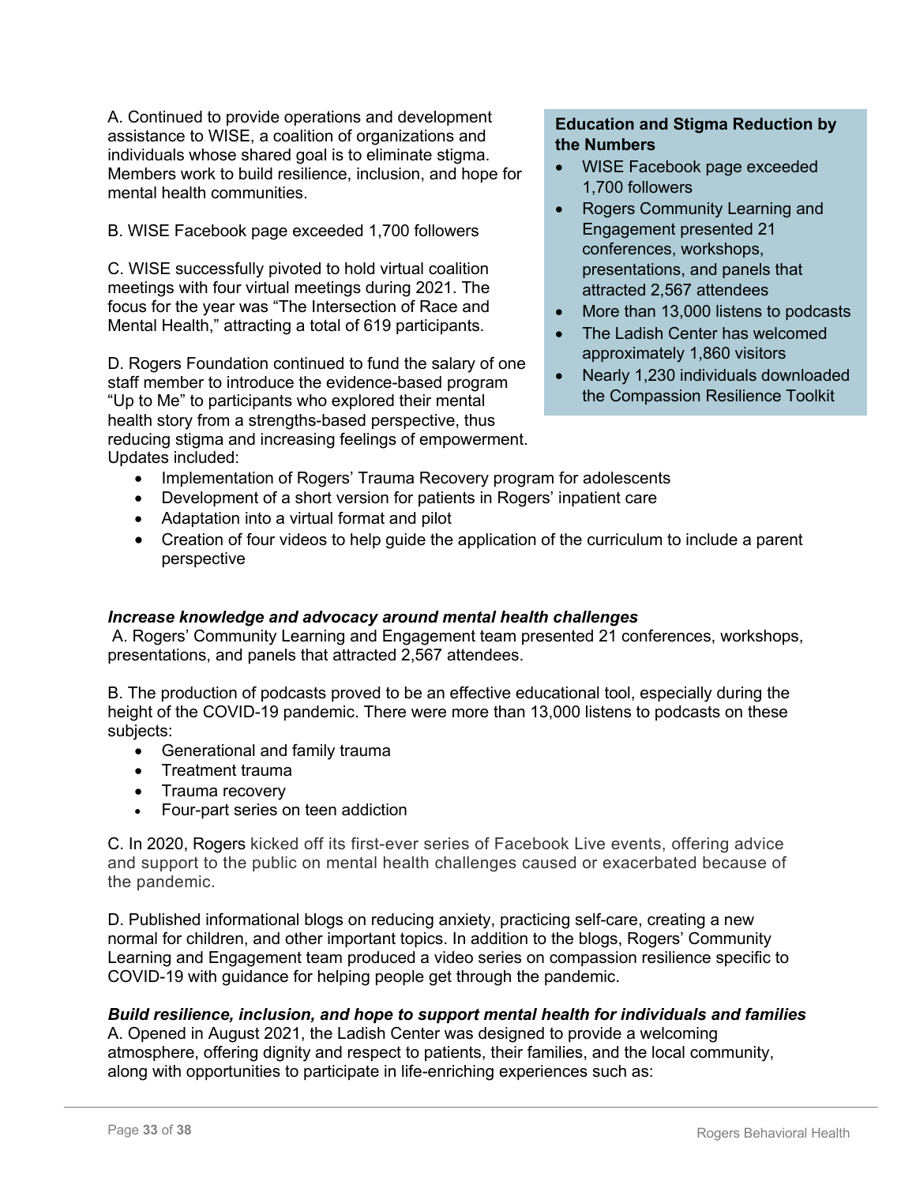A. Continued to provide operations and development assistance to WISE, a coalition of organizations and individuals whose shared goal is to eliminate stigma. Members work to build resilience, inclusion, and hope for mental health communities.

B. WISE Facebook page exceeded 1,700 followers

C. WISE successfully pivoted to hold virtual coalition meetings with four virtual meetings during 2021. The focus for the year was "The Intersection of Race and Mental Health," attracting a total of 619 participants.

D. Rogers Foundation continued to fund the salary of one staff member to introduce the evidence-based program "Up to Me" to participants who explored their mental health story from a strengths-based perspective, thus reducing stigma and increasing feelings of empowerment. Updates included:

- Implementation of Rogers' Trauma Recovery program for adolescents
- Development of a short version for patients in Rogers' inpatient care
- Adaptation into a virtual format and pilot
- Creation of four videos to help guide the application of the curriculum to include a parent perspective

**Education and Stigma Reduction by the Numbers**

- WISE Facebook page exceeded 1,700 followers
- Rogers Community Learning and Engagement presented 21 conferences, workshops, presentations, and panels that attracted 2,567 attendees
- More than 13,000 listens to podcasts
- The Ladish Center has welcomed approximately 1,860 visitors
- Nearly 1,230 individuals downloaded the Compassion Resilience Toolkit

***Increase knowledge and advocacy around mental health challenges***

A. Rogers' Community Learning and Engagement team presented 21 conferences, workshops, presentations, and panels that attracted 2,567 attendees.

B. The production of podcasts proved to be an effective educational tool, especially during the height of the COVID-19 pandemic. There were more than 13,000 listens to podcasts on these subjects:

- Generational and family trauma
- Treatment trauma
- Trauma recovery
- Four-part series on teen addiction

C. In 2020, Rogers kicked off its first-ever series of Facebook Live events, offering advice and support to the public on mental health challenges caused or exacerbated because of the pandemic.

D. Published informational blogs on reducing anxiety, practicing self-care, creating a new normal for children, and other important topics. In addition to the blogs, Rogers' Community Learning and Engagement team produced a video series on compassion resilience specific to COVID-19 with guidance for helping people get through the pandemic.

***Build resilience, inclusion, and hope to support mental health for individuals and families***

A. Opened in August 2021, the Ladish Center was designed to provide a welcoming atmosphere, offering dignity and respect to patients, their families, and the local community, along with opportunities to participate in life-enriching experiences such as: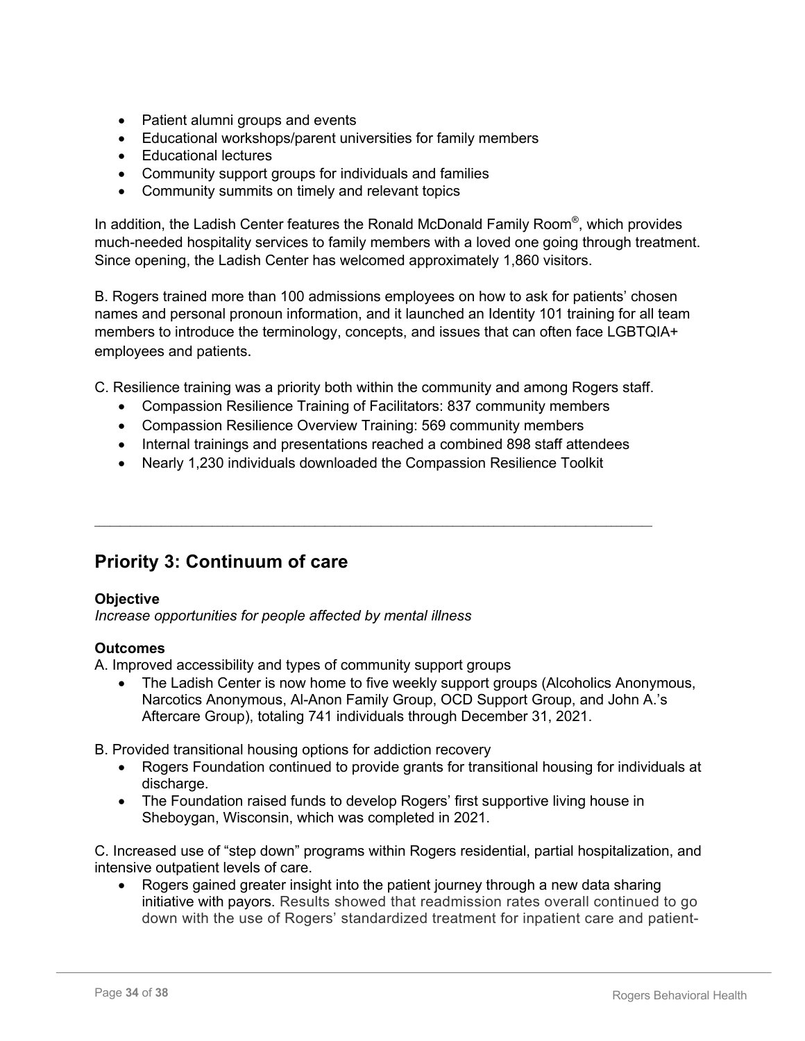- Patient alumni groups and events
- Educational workshops/parent universities for family members
- Educational lectures
- Community support groups for individuals and families
- Community summits on timely and relevant topics

In addition, the Ladish Center features the Ronald McDonald Family Room®, which provides much-needed hospitality services to family members with a loved one going through treatment. Since opening, the Ladish Center has welcomed approximately 1,860 visitors.

B. Rogers trained more than 100 admissions employees on how to ask for patients' chosen names and personal pronoun information, and it launched an Identity 101 training for all team members to introduce the terminology, concepts, and issues that can often face LGBTQIA+ employees and patients.

C. Resilience training was a priority both within the community and among Rogers staff.

- Compassion Resilience Training of Facilitators: 837 community members
- Compassion Resilience Overview Training: 569 community members
- Internal trainings and presentations reached a combined 898 staff attendees
- Nearly 1,230 individuals downloaded the Compassion Resilience Toolkit

---

## Priority 3: Continuum of care

**Objective**

*Increase opportunities for people affected by mental illness*

**Outcomes**

A. Improved accessibility and types of community support groups

- The Ladish Center is now home to five weekly support groups (Alcoholics Anonymous, Narcotics Anonymous, Al-Anon Family Group, OCD Support Group, and John A.'s Aftercare Group), totaling 741 individuals through December 31, 2021.

B. Provided transitional housing options for addiction recovery

- Rogers Foundation continued to provide grants for transitional housing for individuals at discharge.
- The Foundation raised funds to develop Rogers' first supportive living house in Sheboygan, Wisconsin, which was completed in 2021.

C. Increased use of "step down" programs within Rogers residential, partial hospitalization, and intensive outpatient levels of care.

- Rogers gained greater insight into the patient journey through a new data sharing initiative with payors. Results showed that readmission rates overall continued to go down with the use of Rogers' standardized treatment for inpatient care and patient-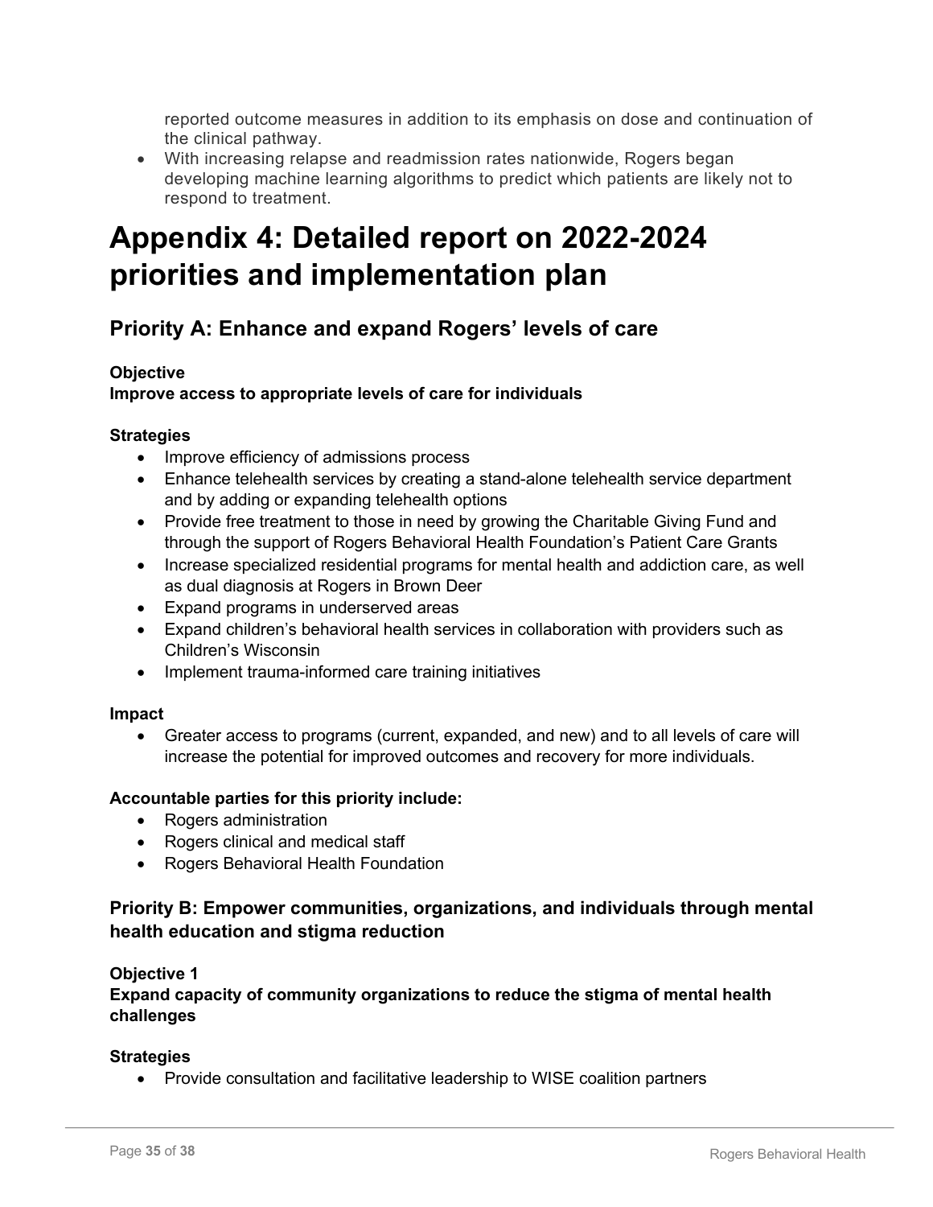reported outcome measures in addition to its emphasis on dose and continuation of the clinical pathway.
- With increasing relapse and readmission rates nationwide, Rogers began developing machine learning algorithms to predict which patients are likely not to respond to treatment.

# Appendix 4: Detailed report on 2022-2024 priorities and implementation plan

## Priority A: Enhance and expand Rogers' levels of care

**Objective**
**Improve access to appropriate levels of care for individuals**

**Strategies**
- Improve efficiency of admissions process
- Enhance telehealth services by creating a stand-alone telehealth service department and by adding or expanding telehealth options
- Provide free treatment to those in need by growing the Charitable Giving Fund and through the support of Rogers Behavioral Health Foundation's Patient Care Grants
- Increase specialized residential programs for mental health and addiction care, as well as dual diagnosis at Rogers in Brown Deer
- Expand programs in underserved areas
- Expand children's behavioral health services in collaboration with providers such as Children's Wisconsin
- Implement trauma-informed care training initiatives

**Impact**
- Greater access to programs (current, expanded, and new) and to all levels of care will increase the potential for improved outcomes and recovery for more individuals.

**Accountable parties for this priority include:**
- Rogers administration
- Rogers clinical and medical staff
- Rogers Behavioral Health Foundation

## Priority B: Empower communities, organizations, and individuals through mental health education and stigma reduction

**Objective 1**
**Expand capacity of community organizations to reduce the stigma of mental health challenges**

**Strategies**
- Provide consultation and facilitative leadership to WISE coalition partners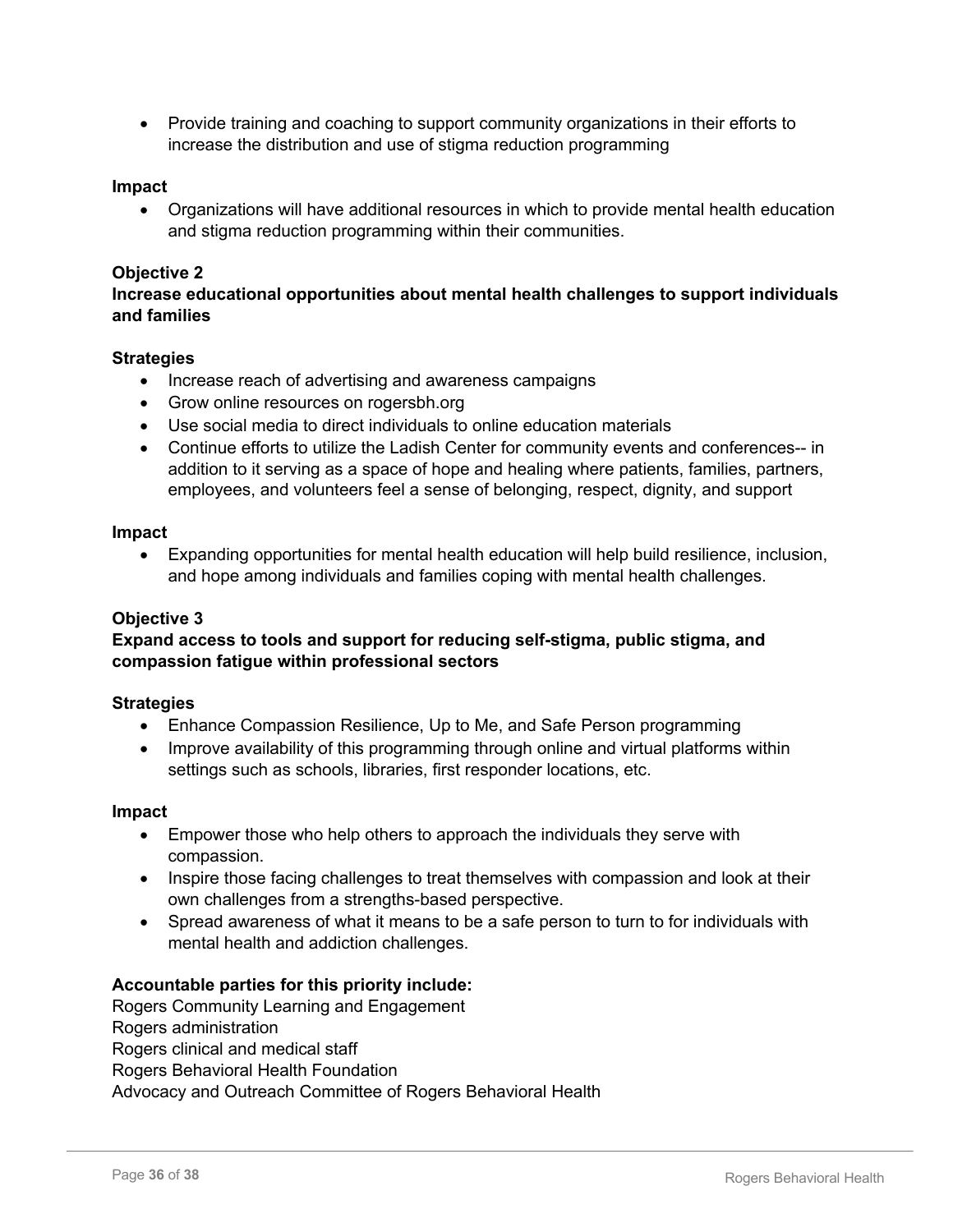- Provide training and coaching to support community organizations in their efforts to increase the distribution and use of stigma reduction programming

**Impact**

- Organizations will have additional resources in which to provide mental health education and stigma reduction programming within their communities.

**Objective 2**
**Increase educational opportunities about mental health challenges to support individuals and families**

**Strategies**

- Increase reach of advertising and awareness campaigns
- Grow online resources on rogersbh.org
- Use social media to direct individuals to online education materials
- Continue efforts to utilize the Ladish Center for community events and conferences-- in addition to it serving as a space of hope and healing where patients, families, partners, employees, and volunteers feel a sense of belonging, respect, dignity, and support

**Impact**

- Expanding opportunities for mental health education will help build resilience, inclusion, and hope among individuals and families coping with mental health challenges.

**Objective 3**
**Expand access to tools and support for reducing self-stigma, public stigma, and compassion fatigue within professional sectors**

**Strategies**

- Enhance Compassion Resilience, Up to Me, and Safe Person programming
- Improve availability of this programming through online and virtual platforms within settings such as schools, libraries, first responder locations, etc.

**Impact**

- Empower those who help others to approach the individuals they serve with compassion.
- Inspire those facing challenges to treat themselves with compassion and look at their own challenges from a strengths-based perspective.
- Spread awareness of what it means to be a safe person to turn to for individuals with mental health and addiction challenges.

**Accountable parties for this priority include:**
Rogers Community Learning and Engagement
Rogers administration
Rogers clinical and medical staff
Rogers Behavioral Health Foundation
Advocacy and Outreach Committee of Rogers Behavioral Health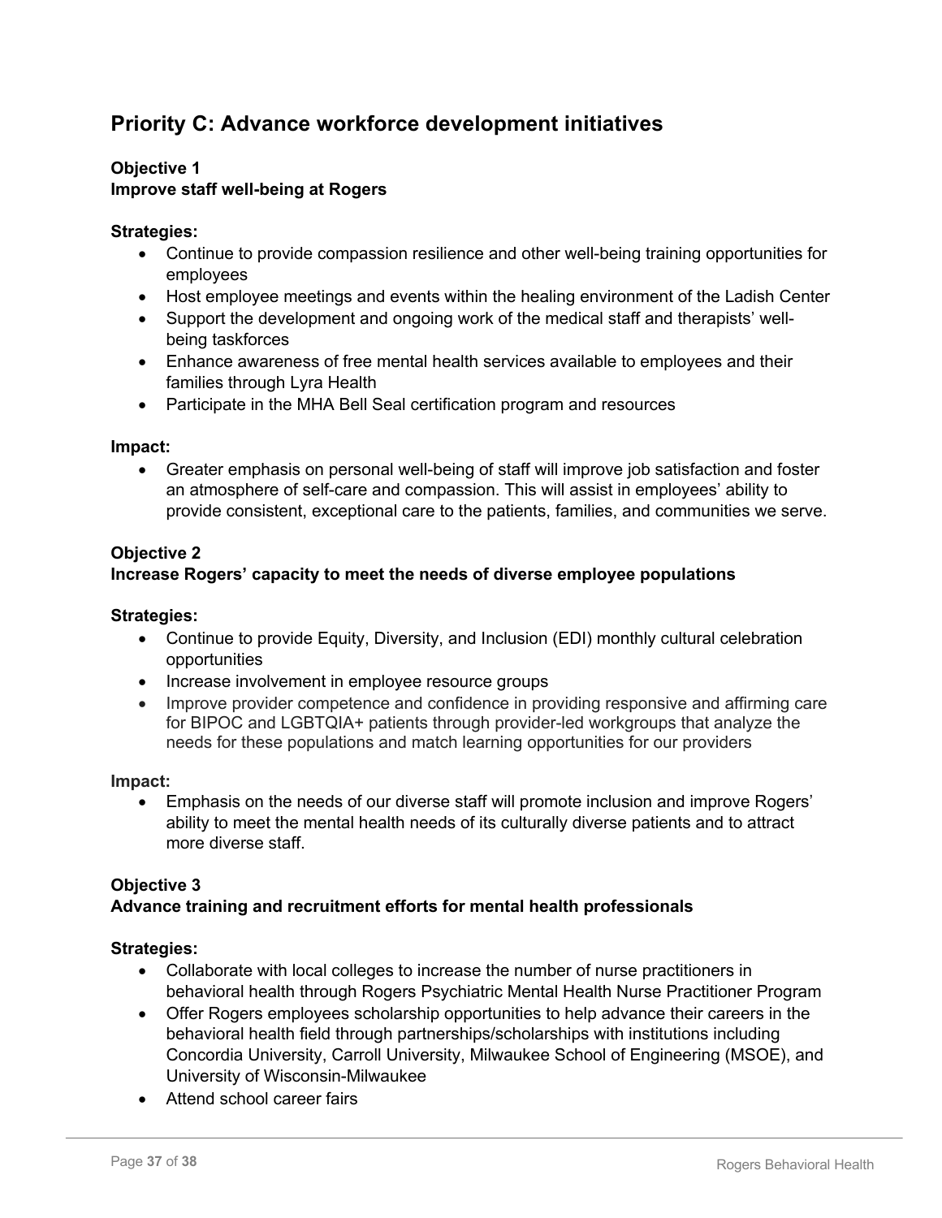## Priority C: Advance workforce development initiatives

**Objective 1**
**Improve staff well-being at Rogers**

**Strategies:**

- Continue to provide compassion resilience and other well-being training opportunities for employees
- Host employee meetings and events within the healing environment of the Ladish Center
- Support the development and ongoing work of the medical staff and therapists' well-being taskforces
- Enhance awareness of free mental health services available to employees and their families through Lyra Health
- Participate in the MHA Bell Seal certification program and resources

**Impact:**

- Greater emphasis on personal well-being of staff will improve job satisfaction and foster an atmosphere of self-care and compassion. This will assist in employees' ability to provide consistent, exceptional care to the patients, families, and communities we serve.

**Objective 2**
**Increase Rogers' capacity to meet the needs of diverse employee populations**

**Strategies:**

- Continue to provide Equity, Diversity, and Inclusion (EDI) monthly cultural celebration opportunities
- Increase involvement in employee resource groups
- Improve provider competence and confidence in providing responsive and affirming care for BIPOC and LGBTQIA+ patients through provider-led workgroups that analyze the needs for these populations and match learning opportunities for our providers

**Impact:**

- Emphasis on the needs of our diverse staff will promote inclusion and improve Rogers' ability to meet the mental health needs of its culturally diverse patients and to attract more diverse staff.

**Objective 3**
**Advance training and recruitment efforts for mental health professionals**

**Strategies:**

- Collaborate with local colleges to increase the number of nurse practitioners in behavioral health through Rogers Psychiatric Mental Health Nurse Practitioner Program
- Offer Rogers employees scholarship opportunities to help advance their careers in the behavioral health field through partnerships/scholarships with institutions including Concordia University, Carroll University, Milwaukee School of Engineering (MSOE), and University of Wisconsin-Milwaukee
- Attend school career fairs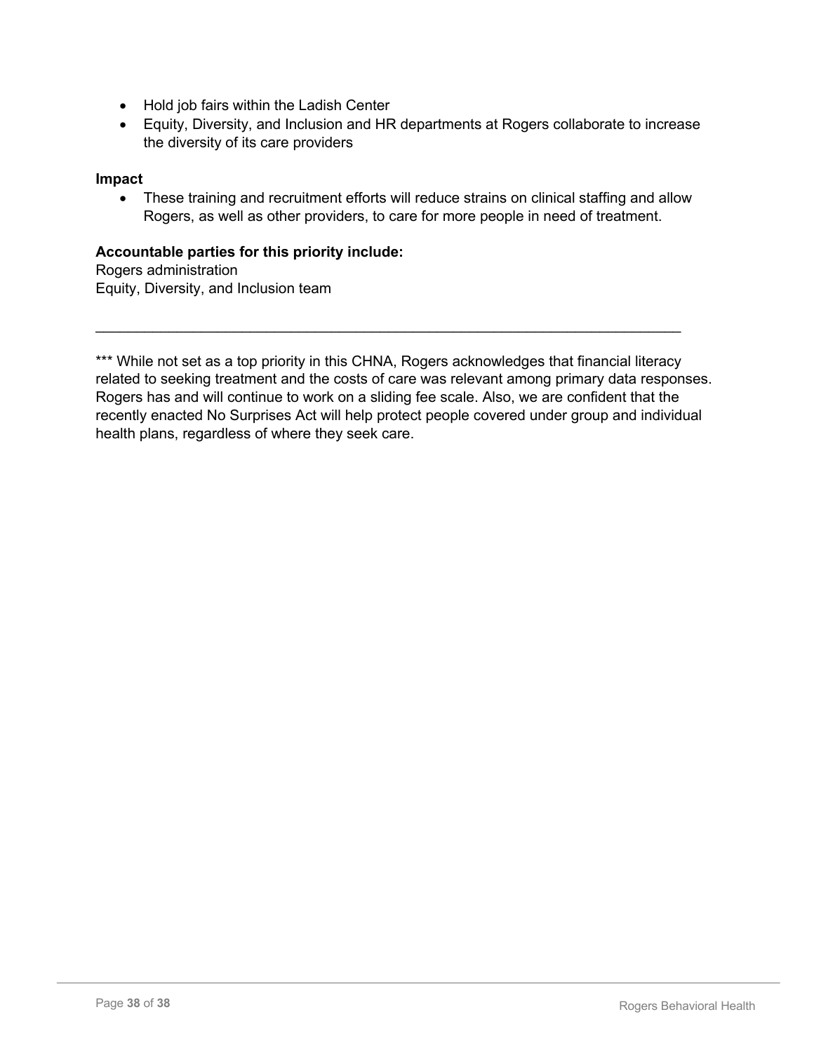- Hold job fairs within the Ladish Center
- Equity, Diversity, and Inclusion and HR departments at Rogers collaborate to increase the diversity of its care providers

**Impact**

- These training and recruitment efforts will reduce strains on clinical staffing and allow Rogers, as well as other providers, to care for more people in need of treatment.

**Accountable parties for this priority include:**

Rogers administration
Equity, Diversity, and Inclusion team

---

*** While not set as a top priority in this CHNA, Rogers acknowledges that financial literacy related to seeking treatment and the costs of care was relevant among primary data responses. Rogers has and will continue to work on a sliding fee scale. Also, we are confident that the recently enacted No Surprises Act will help protect people covered under group and individual health plans, regardless of where they seek care.